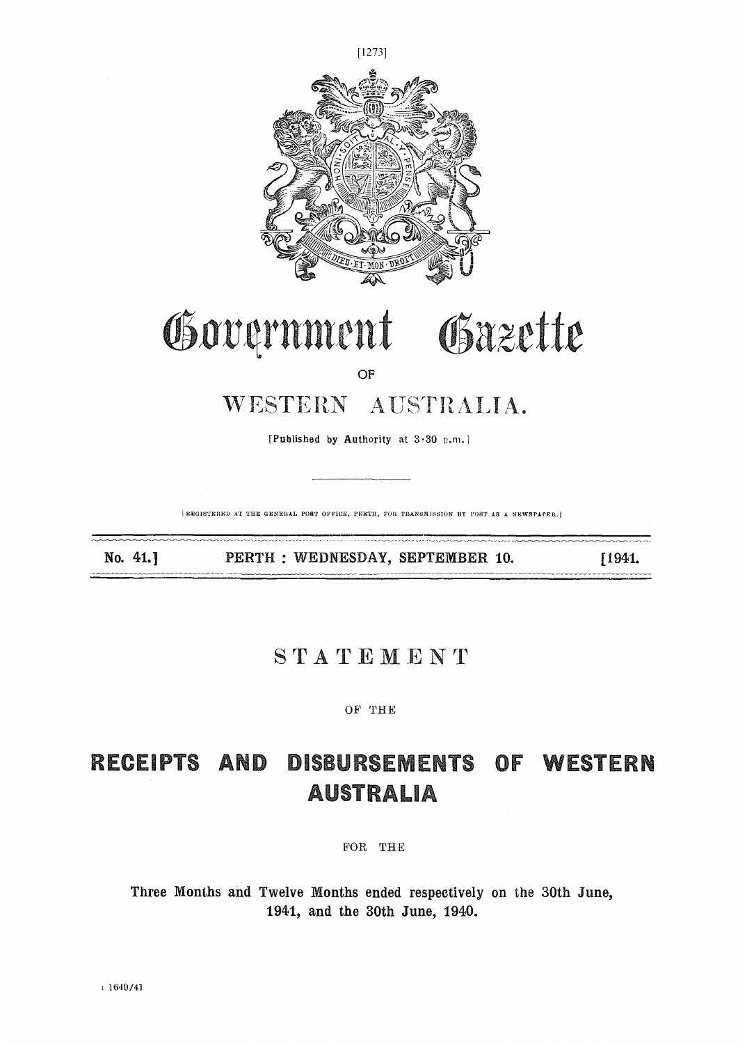# Government Gazette

OF

# WESTERN AUSTRALIA.

[Published by Authority at 3·30 p.m.]

[REGISTERED AT THE GENERAL POST OFFICE, PERTH, FOR TRANSMISSION BY POST AS A NEWSPAPER.]

No. 41.] PERTH : WEDNESDAY, SEPTEMBER 10. [1941.

## STATEMENT

OF THE

# RECEIPTS AND DISBURSEMENTS OF WESTERN AUSTRALIA

FOR THE

**Three Months and Twelve Months ended respectively on the 30th June, 1941, and the 30th June, 1940.**

1649/41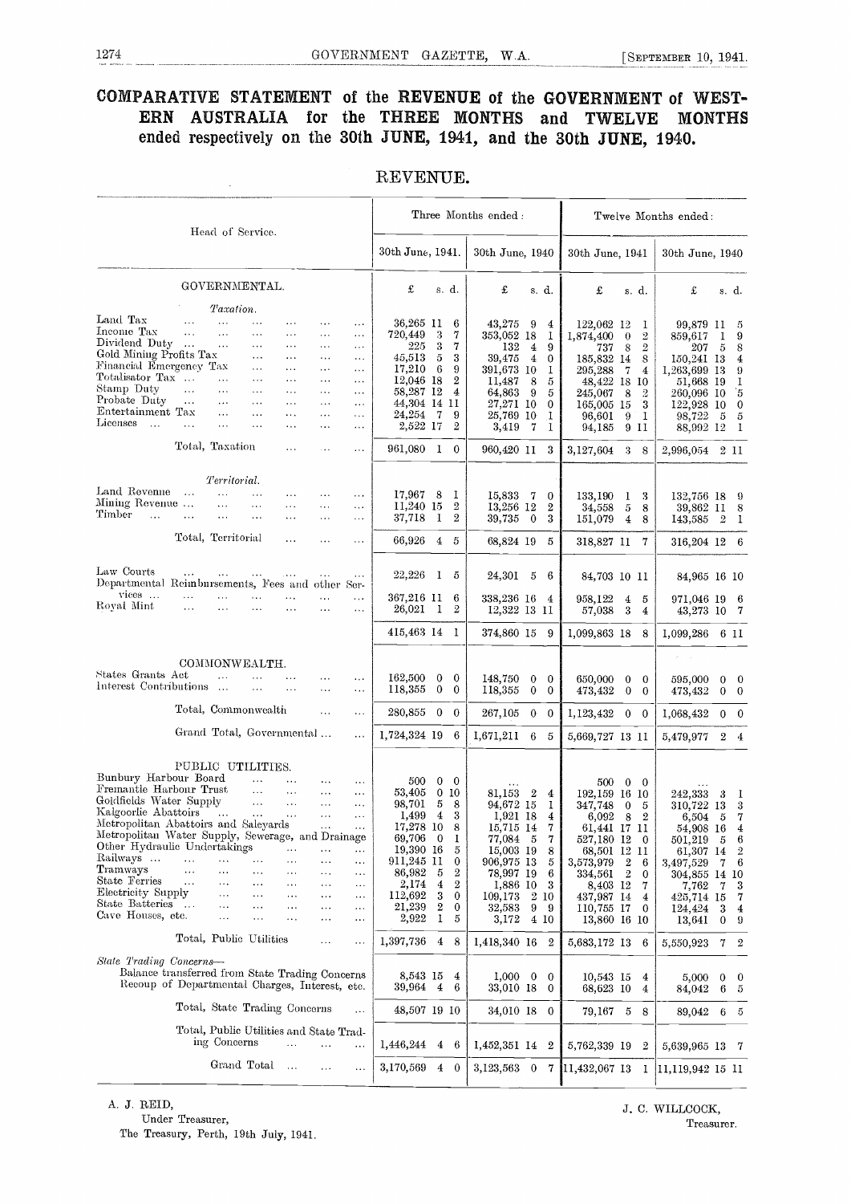# COMPARATIVE STATEMENT of the REVENUE of the GOVERNMENT of WESTERN AUSTRALIA for the THREE MONTHS and TWELVE MONTHS ended respectively on the 30th JUNE, 1941, and the 30th JUNE, 1940.

## REVENUE.

| Head of Service. | Three Months ended: 30th June, 1941. | Three Months ended: 30th June, 1940 | Twelve Months ended: 30th June, 1941 | Twelve Months ended: 30th June, 1940 |
|---|---|---|---|---|
| GOVERNMENTAL. | £ s. d. | £ s. d. | £ s. d. | £ s. d. |
| *Taxation.* | | | | |
| Land Tax | 36,265 11 6 | 43,275 9 4 | 122,062 12 1 | 99,879 11 5 |
| Income Tax | 720,449 3 7 | 353,052 18 1 | 1,874,400 0 2 | 859,617 1 9 |
| Dividend Duty | 225 3 7 | 132 4 9 | 737 8 2 | 207 5 8 |
| Gold Mining Profits Tax | 45,513 5 3 | 39,475 4 0 | 185,832 14 8 | 150,241 13 4 |
| Financial Emergency Tax | 17,210 6 9 | 391,673 10 1 | 295,288 7 4 | 1,263,699 13 9 |
| Totalisator Tax | 12,046 18 2 | 11,487 8 5 | 48,422 18 10 | 51,668 19 1 |
| Stamp Duty | 58,287 12 4 | 64,863 9 5 | 245,067 8 2 | 260,096 10 5 |
| Probate Duty | 44,304 14 11 | 27,271 10 0 | 165,005 15 3 | 122,928 10 0 |
| Entertainment Tax | 24,254 7 9 | 25,769 10 1 | 96,601 9 1 | 98,722 5 5 |
| Licenses | 2,522 17 2 | 3,419 7 1 | 94,185 9 11 | 88,992 12 1 |
| Total, Taxation | 961,080 1 0 | 960,420 11 3 | 3,127,604 3 8 | 2,996,054 2 11 |
| *Territorial.* | | | | |
| Land Revenue | 17,967 8 1 | 15,833 7 0 | 133,190 1 3 | 132,756 18 9 |
| Mining Revenue | 11,240 15 2 | 13,256 12 2 | 34,558 5 8 | 39,862 11 8 |
| Timber | 37,718 1 2 | 39,735 0 3 | 151,079 4 8 | 143,585 2 1 |
| Total, Territorial | 66,926 4 5 | 68,824 19 5 | 318,827 11 7 | 316,204 12 6 |
| Law Courts | 22,226 1 5 | 24,301 5 6 | 84,703 10 11 | 84,965 16 10 |
| Departmental Reimbursements, Fees and other Services | 367,216 11 6 | 338,236 16 4 | 958,122 4 5 | 971,046 19 6 |
| Royal Mint | 26,021 1 2 | 12,322 13 11 | 57,038 3 4 | 43,273 10 7 |
| | 415,463 14 1 | 374,860 15 9 | 1,099,863 18 8 | 1,099,286 6 11 |
| COMMONWEALTH. | | | | |
| States Grants Act | 162,500 0 0 | 148,750 0 0 | 650,000 0 0 | 595,000 0 0 |
| Interest Contributions | 118,355 0 0 | 118,355 0 0 | 473,432 0 0 | 473,432 0 0 |
| Total, Commonwealth | 280,855 0 0 | 267,105 0 0 | 1,123,432 0 0 | 1,068,432 0 0 |
| Grand Total, Governmental | 1,724,324 19 6 | 1,671,211 6 5 | 5,669,727 13 11 | 5,479,977 2 4 |
| PUBLIC UTILITIES. | | | | |
| Bunbury Harbour Board | 500 0 0 | ... | 500 0 0 | ... |
| Fremantle Harbour Trust | 53,405 0 10 | 81,153 2 4 | 192,159 16 10 | 242,333 3 1 |
| Goldfields Water Supply | 98,701 5 8 | 94,672 15 1 | 347,748 0 5 | 310,722 13 3 |
| Kalgoorlie Abattoirs | 1,499 4 3 | 1,921 18 4 | 6,092 8 2 | 6,504 5 7 |
| Metropolitan Abattoirs and Saleyards | 17,278 10 8 | 15,715 14 7 | 61,441 17 11 | 54,908 16 4 |
| Metropolitan Water Supply, Sewerage, and Drainage | 69,706 0 1 | 77,084 5 7 | 527,180 12 0 | 501,219 5 6 |
| Other Hydraulic Undertakings | 19,390 16 5 | 15,003 19 8 | 68,501 12 11 | 61,307 14 2 |
| Railways | 911,245 11 0 | 906,975 13 5 | 3,573,979 2 6 | 3,497,529 7 6 |
| Tramways | 86,982 5 2 | 78,997 19 6 | 334,561 2 0 | 304,855 14 10 |
| State Ferries | 2,174 4 2 | 1,886 10 3 | 8,403 12 7 | 7,762 7 3 |
| Electricity Supply | 112,692 3 0 | 109,173 2 10 | 437,987 14 4 | 425,714 15 7 |
| State Batteries | 21,239 2 0 | 32,583 9 9 | 110,755 17 0 | 124,424 3 4 |
| Cave Houses, etc. | 2,922 1 5 | 3,172 4 10 | 13,860 16 10 | 13,641 0 9 |
| Total, Public Utilities | 1,397,736 4 8 | 1,418,340 16 2 | 5,683,172 13 6 | 5,550,923 7 2 |
| *State Trading Concerns—* | | | | |
| Balance transferred from State Trading Concerns | 8,543 15 4 | 1,000 0 0 | 10,543 15 4 | 5,000 0 0 |
| Recoup of Departmental Charges, Interest, etc. | 39,964 4 6 | 33,010 18 0 | 68,623 10 4 | 84,042 6 5 |
| Total, State Trading Concerns | 48,507 19 10 | 34,010 18 0 | 79,167 5 8 | 89,042 6 5 |
| Total, Public Utilities and State Trading Concerns | 1,446,244 4 6 | 1,452,351 14 2 | 5,762,339 19 2 | 5,639,965 13 7 |
| Grand Total | 3,170,569 4 0 | 3,123,563 0 7 | 11,432,067 13 1 | 11,119,942 15 11 |

A. J. REID,
Under Treasurer,
The Treasury, Perth, 19th July, 1941.

J. C. WILLCOCK,
Treasurer.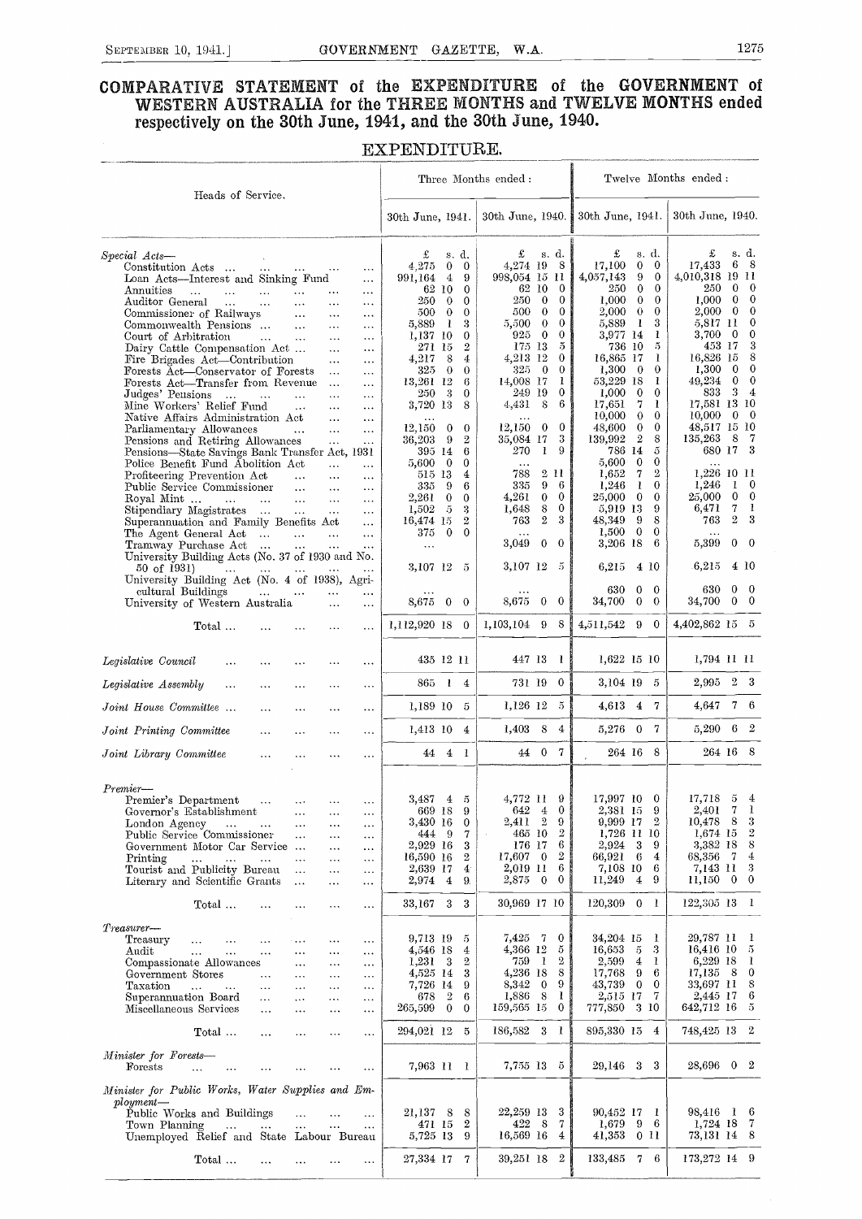# COMPARATIVE STATEMENT of the EXPENDITURE of the GOVERNMENT of WESTERN AUSTRALIA for the THREE MONTHS and TWELVE MONTHS ended respectively on the 30th June, 1941, and the 30th June, 1940.

## EXPENDITURE.

| Heads of Service. | Three Months ended: 30th June, 1941. | Three Months ended: 30th June, 1940. | Twelve Months ended: 30th June, 1941. | Twelve Months ended: 30th June, 1940. |
|---|---|---|---|---|
| | £ s. d. | £ s. d. | £ s. d. | £ s. d. |
| *Special Acts—* | | | | |
| Constitution Acts | 4,275 0 0 | 4,274 19 8 | 17,100 0 0 | 17,433 6 8 |
| Loan Acts—Interest and Sinking Fund | 991,164 4 9 | 998,054 15 11 | 4,057,143 9 0 | 4,010,318 19 11 |
| Annuities | 62 10 0 | 62 10 0 | 250 0 0 | 250 0 0 |
| Auditor General | 250 0 0 | 250 0 0 | 1,000 0 0 | 1,000 0 0 |
| Commissioner of Railways | 500 0 0 | 500 0 0 | 2,000 0 0 | 2,000 0 0 |
| Commonwealth Pensions | 5,889 1 3 | 5,500 0 0 | 5,889 1 3 | 5,817 11 0 |
| Court of Arbitration | 1,137 10 0 | 925 0 0 | 3,977 14 1 | 3,700 0 0 |
| Dairy Cattle Compensation Act | 271 15 2 | 175 13 5 | 736 10 5 | 453 17 3 |
| Fire Brigades Act—Contribution | 4,217 8 4 | 4,213 12 0 | 16,865 17 1 | 16,826 15 8 |
| Forests Act—Conservator of Forests | 325 0 0 | 325 0 0 | 1,300 0 0 | 1,300 0 0 |
| Forests Act—Transfer from Revenue | 13,261 12 6 | 14,008 17 1 | 53,229 18 1 | 49,234 0 0 |
| Judges' Pensions | 250 3 0 | 249 19 0 | 1,000 0 0 | 833 3 4 |
| Mine Workers' Relief Fund | 3,720 13 8 | 4,431 8 6 | 17,651 7 1 | 17,581 13 10 |
| Native Affairs Administration Act | ... | ... | 10,000 0 0 | 10,000 0 0 |
| Parliamentary Allowances | 12,150 0 0 | 12,150 0 0 | 48,600 0 0 | 48,517 15 10 |
| Pensions and Retiring Allowances | 36,203 9 2 | 35,084 17 3 | 139,992 2 8 | 135,263 8 7 |
| Pensions—State Savings Bank Transfer Act, 1931 | 395 14 6 | 270 1 9 | 786 14 5 | 680 17 3 |
| Police Benefit Fund Abolition Act | 5,600 0 0 | ... | 5,600 0 0 | ... |
| Profiteering Prevention Act | 515 13 4 | 788 2 11 | 1,652 7 2 | 1,226 10 11 |
| Public Service Commissioner | 335 9 6 | 335 9 6 | 1,246 1 0 | 1,246 1 0 |
| Royal Mint | 2,261 0 0 | 4,261 0 0 | 25,000 0 0 | 25,000 0 0 |
| Stipendiary Magistrates | 1,502 5 3 | 1,648 8 0 | 5,919 13 9 | 6,471 7 1 |
| Superannuation and Family Benefits Act | 16,474 15 2 | 763 2 3 | 48,349 9 8 | 763 2 3 |
| The Agent General Act | 375 0 0 | ... | 1,500 0 0 | ... |
| Tramway Purchase Act | ... | 3,049 0 0 | 3,206 18 6 | 5,399 0 0 |
| University Building Acts (No. 37 of 1930 and No. 50 of 1931) | 3,107 12 5 | 3,107 12 5 | 6,215 4 10 | 6,215 4 10 |
| University Building Act (No. 4 of 1938), Agricultural Buildings | ... | ... | 630 0 0 | 630 0 0 |
| University of Western Australia | 8,675 0 0 | 8,675 0 0 | 34,700 0 0 | 34,700 0 0 |
| Total ... | 1,112,920 18 0 | 1,103,104 9 8 | 4,511,542 9 0 | 4,402,862 15 5 |
| *Legislative Council* | 435 12 11 | 447 13 1 | 1,622 15 10 | 1,794 11 11 |
| *Legislative Assembly* | 865 1 4 | 731 19 0 | 3,104 19 5 | 2,995 2 3 |
| *Joint House Committee* | 1,189 10 5 | 1,126 12 5 | 4,613 4 7 | 4,647 7 6 |
| *Joint Printing Committee* | 1,413 10 4 | 1,403 8 4 | 5,276 0 7 | 5,290 6 2 |
| *Joint Library Committee* | 44 4 1 | 44 0 7 | 264 16 8 | 264 16 8 |
| *Premier—* | | | | |
| Premier's Department | 3,487 4 5 | 4,772 11 9 | 17,997 10 0 | 17,718 5 4 |
| Governor's Establishment | 669 18 9 | 642 4 0 | 2,381 15 9 | 2,401 7 1 |
| London Agency | 3,430 16 0 | 2,411 2 9 | 9,999 17 2 | 10,478 8 3 |
| Public Service Commissioner | 444 9 7 | 465 10 2 | 1,726 11 10 | 1,674 15 2 |
| Government Motor Car Service | 2,929 16 3 | 176 17 6 | 2,924 3 9 | 3,382 18 8 |
| Printing | 16,590 16 2 | 17,607 0 2 | 66,921 6 4 | 68,356 7 4 |
| Tourist and Publicity Bureau | 2,639 17 4 | 2,019 11 6 | 7,108 10 6 | 7,143 11 3 |
| Literary and Scientific Grants | 2,974 4 9 | 2,875 0 0 | 11,249 4 9 | 11,150 0 0 |
| Total ... | 33,167 3 3 | 30,969 17 10 | 120,309 0 1 | 122,305 13 1 |
| *Treasurer—* | | | | |
| Treasury | 9,713 19 5 | 7,425 7 0 | 34,204 15 1 | 29,787 11 1 |
| Audit | 4,546 18 4 | 4,366 12 5 | 16,653 5 3 | 16,416 10 5 |
| Compassionate Allowances | 1,231 3 2 | 759 1 2 | 2,599 4 1 | 6,229 18 1 |
| Government Stores | 4,525 14 3 | 4,236 18 8 | 17,768 9 6 | 17,135 8 0 |
| Taxation | 7,726 14 9 | 8,342 0 9 | 43,739 0 0 | 33,697 11 8 |
| Superannuation Board | 678 2 6 | 1,886 8 1 | 2,515 17 7 | 2,445 17 6 |
| Miscellaneous Services | 265,599 0 0 | 159,565 15 0 | 777,850 3 10 | 642,712 16 5 |
| Total ... | 294,021 12 5 | 186,582 3 1 | 895,330 15 4 | 748,425 13 2 |
| *Minister for Forests—* | | | | |
| Forests | 7,963 11 1 | 7,755 13 5 | 29,146 3 3 | 28,696 0 2 |
| *Minister for Public Works, Water Supplies and Employment—* | | | | |
| Public Works and Buildings | 21,137 8 8 | 22,259 13 3 | 90,452 17 1 | 98,416 1 6 |
| Town Planning | 471 15 2 | 422 8 7 | 1,679 9 6 | 1,724 18 7 |
| Unemployed Relief and State Labour Bureau | 5,725 13 9 | 16,569 16 4 | 41,353 0 11 | 73,131 14 8 |
| Total ... | 27,334 17 7 | 39,251 18 2 | 133,485 7 6 | 173,272 14 9 |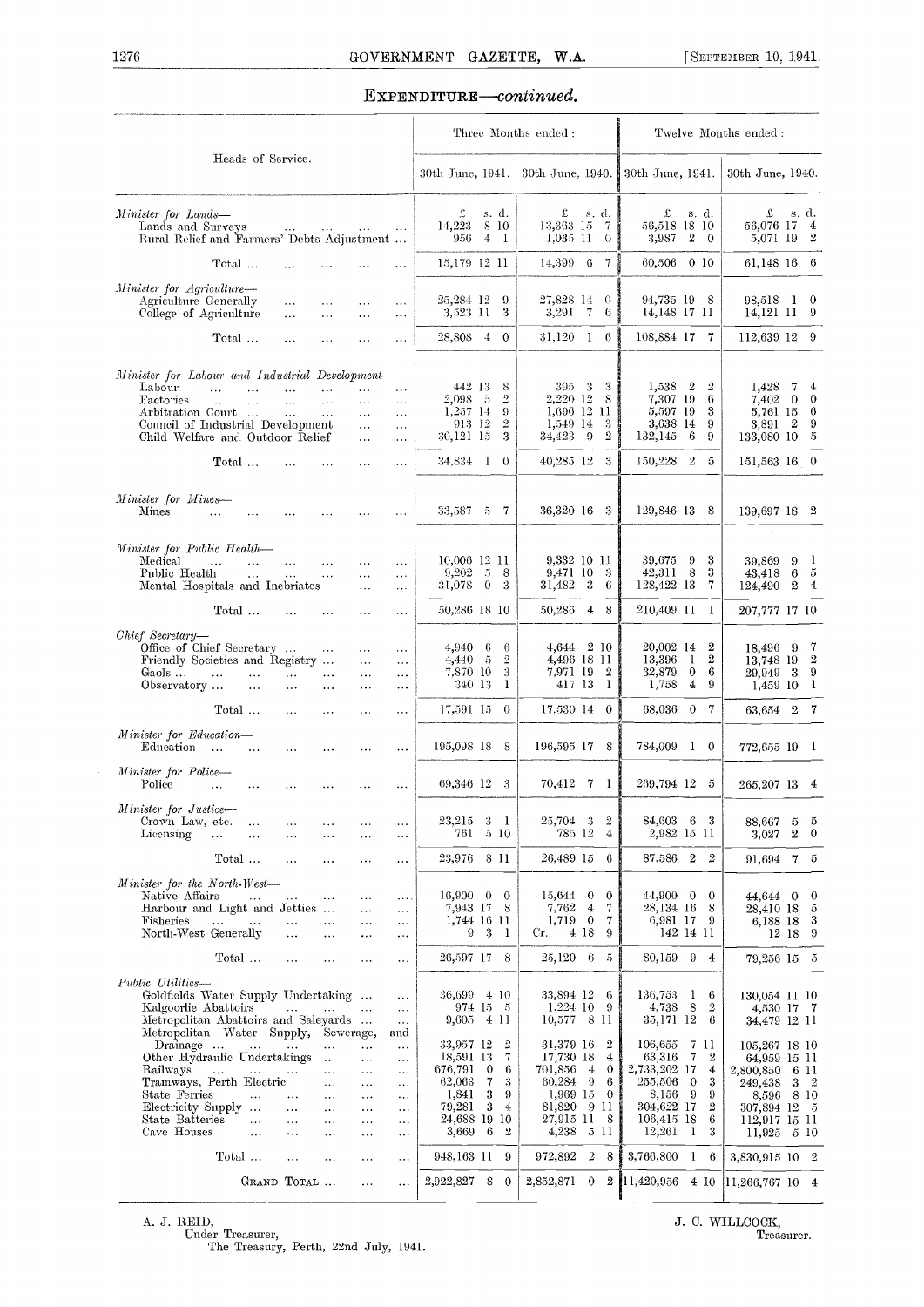## EXPENDITURE—*continued.*

| Heads of Service. | Three Months ended: 30th June, 1941. | Three Months ended: 30th June, 1940. | Twelve Months ended: 30th June, 1941. | Twelve Months ended: 30th June, 1940. |
|---|---|---|---|---|
| | £ s. d. | £ s. d. | £ s. d. | £ s. d. |
| *Minister for Lands*— | | | | |
| Lands and Surveys | 14,223 8 10 | 13,363 15 7 | 56,518 18 10 | 56,076 17 4 |
| Rural Relief and Farmers' Debts Adjustment | 956 4 1 | 1,035 11 0 | 3,987 2 0 | 5,071 19 2 |
| Total | 15,179 12 11 | 14,399 6 7 | 60,506 0 10 | 61,148 16 6 |
| *Minister for Agriculture*— | | | | |
| Agriculture Generally | 25,284 12 9 | 27,828 14 0 | 94,735 19 8 | 98,518 1 0 |
| College of Agriculture | 3,523 11 3 | 3,291 7 6 | 14,148 17 11 | 14,121 11 9 |
| Total | 28,808 4 0 | 31,120 1 6 | 108,884 17 7 | 112,639 12 9 |
| *Minister for Labour and Industrial Development*— | | | | |
| Labour | 442 13 8 | 395 3 3 | 1,538 2 2 | 1,428 7 4 |
| Factories | 2,098 5 2 | 2,220 12 8 | 7,307 19 6 | 7,402 0 0 |
| Arbitration Court | 1,257 14 9 | 1,696 12 11 | 5,597 19 3 | 5,761 15 6 |
| Council of Industrial Development | 913 12 2 | 1,549 14 3 | 3,638 14 9 | 3,891 2 9 |
| Child Welfare and Outdoor Relief | 30,121 15 3 | 34,423 9 2 | 132,145 6 9 | 133,080 10 5 |
| Total | 34,834 1 0 | 40,285 12 3 | 150,228 2 5 | 151,563 16 0 |
| *Minister for Mines*— | | | | |
| Mines | 33,587 5 7 | 36,320 16 3 | 129,846 13 8 | 139,697 18 2 |
| *Minister for Public Health*— | | | | |
| Medical | 10,006 12 11 | 9,332 10 11 | 39,675 9 3 | 39,869 9 1 |
| Public Health | 9,202 5 8 | 9,471 10 3 | 42,311 8 3 | 43,418 6 5 |
| Mental Hospitals and Inebriates | 31,078 0 3 | 31,482 3 6 | 128,422 13 7 | 124,490 2 4 |
| Total | 50,286 18 10 | 50,286 4 8 | 210,409 11 1 | 207,777 17 10 |
| *Chief Secretary*— | | | | |
| Office of Chief Secretary | 4,940 6 6 | 4,644 2 10 | 20,002 14 2 | 18,496 9 7 |
| Friendly Societies and Registry | 4,440 5 2 | 4,496 18 11 | 13,396 1 2 | 13,748 19 2 |
| Gaols | 7,870 10 3 | 7,971 19 2 | 32,879 0 6 | 29,949 3 9 |
| Observatory | 340 13 1 | 417 13 1 | 1,758 4 9 | 1,459 10 1 |
| Total | 17,591 15 0 | 17,530 14 0 | 68,036 0 7 | 63,654 2 7 |
| *Minister for Education*— | | | | |
| Education | 195,098 18 8 | 196,595 17 8 | 784,009 1 0 | 772,655 19 1 |
| *Minister for Police*— | | | | |
| Police | 69,346 12 3 | 70,412 7 1 | 269,794 12 5 | 265,207 13 4 |
| *Minister for Justice*— | | | | |
| Crown Law, etc. | 23,215 3 1 | 25,704 3 2 | 84,603 6 3 | 88,667 5 5 |
| Licensing | 761 5 10 | 785 12 4 | 2,982 15 11 | 3,027 2 0 |
| Total | 23,976 8 11 | 26,489 15 6 | 87,586 2 2 | 91,694 7 5 |
| *Minister for the North-West*— | | | | |
| Native Affairs | 16,900 0 0 | 15,644 0 0 | 44,900 0 0 | 44,644 0 0 |
| Harbour and Light and Jetties | 7,943 17 8 | 7,762 4 7 | 28,134 16 8 | 28,410 18 5 |
| Fisheries | 1,744 16 11 | 1,719 0 7 | 6,981 17 9 | 6,188 18 3 |
| North-West Generally | 9 3 1 | Cr. 4 18 9 | 142 14 11 | 12 18 9 |
| Total | 26,597 17 8 | 25,120 6 5 | 80,159 9 4 | 79,256 15 5 |
| *Public Utilities*— | | | | |
| Goldfields Water Supply Undertaking | 36,699 4 10 | 33,894 12 6 | 136,753 1 6 | 130,054 11 10 |
| Kalgoorlie Abattoirs | 974 15 5 | 1,224 10 9 | 4,738 8 2 | 4,530 17 7 |
| Metropolitan Abattoirs and Saleyards | 9,605 4 11 | 10,577 8 11 | 35,171 12 6 | 34,479 12 11 |
| Metropolitan Water Supply, Sewerage, and Drainage | 33,957 12 2 | 31,379 16 2 | 106,655 7 11 | 105,267 18 10 |
| Other Hydraulic Undertakings | 18,591 13 7 | 17,730 18 4 | 63,316 7 2 | 64,959 15 11 |
| Railways | 676,791 0 6 | 701,856 4 0 | 2,733,202 17 4 | 2,800,850 6 11 |
| Tramways, Perth Electric | 62,063 7 3 | 60,284 9 6 | 255,506 0 3 | 249,438 3 2 |
| State Ferries | 1,841 3 9 | 1,969 15 0 | 8,156 9 9 | 8,596 8 10 |
| Electricity Supply | 79,281 3 4 | 81,820 9 11 | 304,622 17 2 | 307,894 12 5 |
| State Batteries | 24,688 19 10 | 27,915 11 8 | 106,415 18 6 | 112,917 15 11 |
| Cave Houses | 3,669 6 2 | 4,238 5 11 | 12,261 1 3 | 11,925 5 10 |
| Total | 948,163 11 9 | 972,892 2 8 | 3,766,800 1 6 | 3,830,915 10 2 |
| GRAND TOTAL | 2,922,827 8 0 | 2,852,871 0 2 | 11,420,956 4 10 | 11,266,767 10 4 |

A. J. REID,
Under Treasurer,
The Treasury, Perth, 22nd July, 1941.

J. C. WILLCOCK,
Treasurer.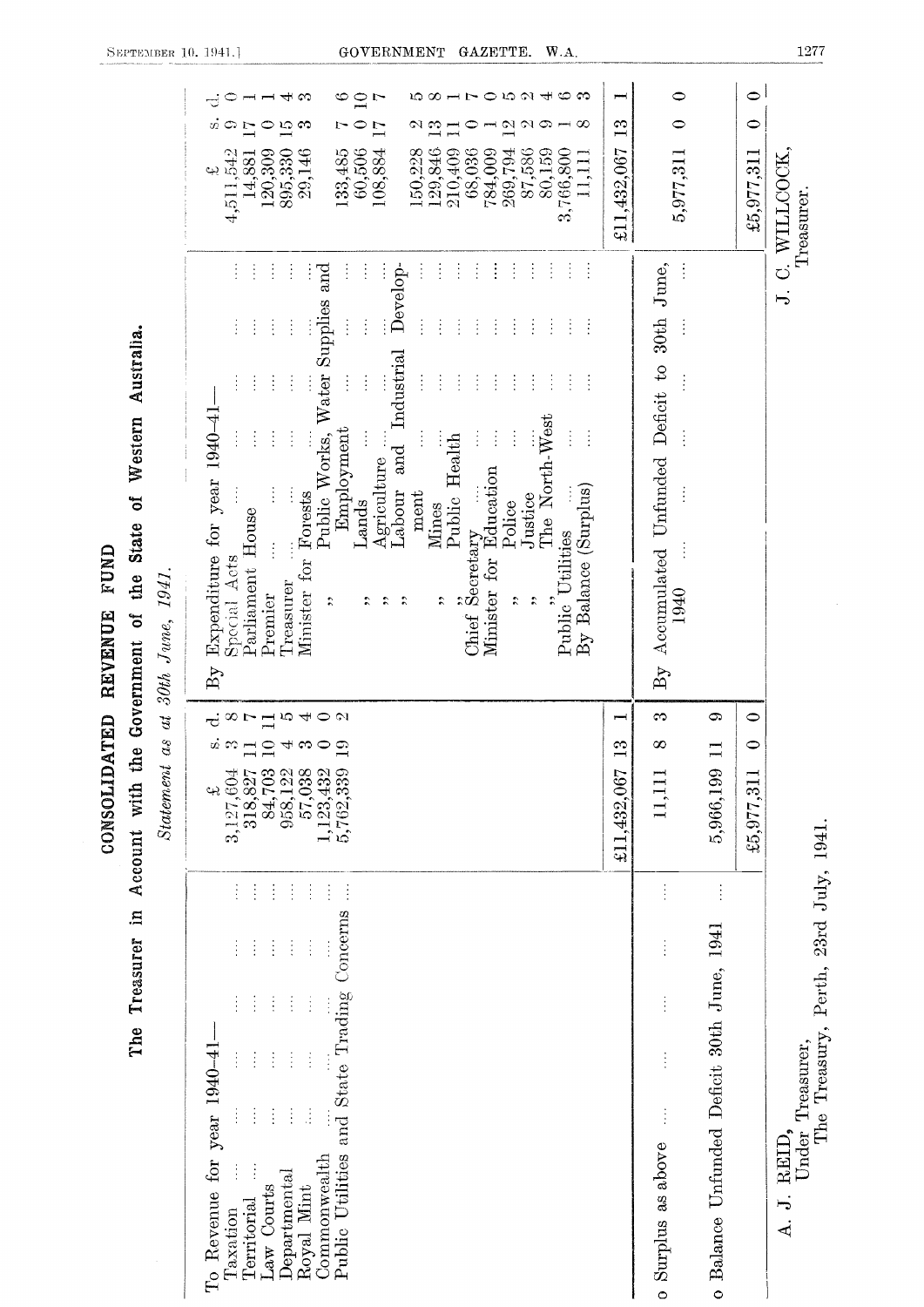# CONSOLIDATED REVENUE FUND

## The Treasurer in Account with the Government of the State of Western Australia.

*Statement as at 30th June, 1941.*

| | £ | s. | d. | | £ | s. | d. |
|---|---|---|---|---|---|---|---|
| To Revenue for year 1940-41— | | | | By Expenditure for year 1940-41— | | | |
| Taxation | 3,127,604 | 3 | 8 | Special Acts | 4,511,542 | 9 | 0 |
| Territorial | 318,827 | 11 | 7 | Parliament House | 14,881 | 17 | 1 |
| Law Courts | 84,703 | 10 | 11 | Premier | 120,309 | 0 | 1 |
| Departmental | 958,122 | 4 | 5 | Treasurer | 895,330 | 15 | 4 |
| Royal Mint | 57,038 | 3 | 4 | Minister for Forests | 29,146 | 3 | 3 |
| Commonwealth | 1,123,432 | 0 | 0 | " Public Works, Water Supplies and Employment | 133,485 | 7 | 6 |
| Public Utilities and State Trading Concerns | 5,762,339 | 19 | 2 | " Lands | 60,506 | 0 | 10 |
| | | | | " Agriculture | 108,884 | 17 | 7 |
| | | | | " Labour and Industrial Development | 150,228 | 2 | 5 |
| | | | | " Mines | 129,846 | 13 | 8 |
| | | | | " Public Health | 210,409 | 11 | 1 |
| | | | | Chief Secretary | 68,036 | 0 | 7 |
| | | | | Minister for Education | 784,009 | 1 | 0 |
| | | | | " Police | 269,794 | 12 | 5 |
| | | | | " Justice | 87,586 | 2 | 2 |
| | | | | " The North-West | 80,159 | 9 | 4 |
| | | | | Public Utilities | 3,766,800 | 1 | 6 |
| | | | | By Balance (Surplus) | 11,111 | 8 | 3 |
| | £11,432,067 | 13 | 1 | | £11,432,067 | 13 | 1 |
| To Surplus as above | 11,111 | 8 | 3 | By Accumulated Unfunded Deficit to 30th June, 1940 | 5,977,311 | 0 | 0 |
| To Balance Unfunded Deficit 30th June, 1941 | 5,966,199 | 11 | 9 | | | | |
| | £5,977,311 | 0 | 0 | | £5,977,311 | 0 | 0 |

A. J. REID,
Under Treasurer,
The Treasury, Perth, 23rd July, 1941.

J. C. WILLCOCK,
Treasurer.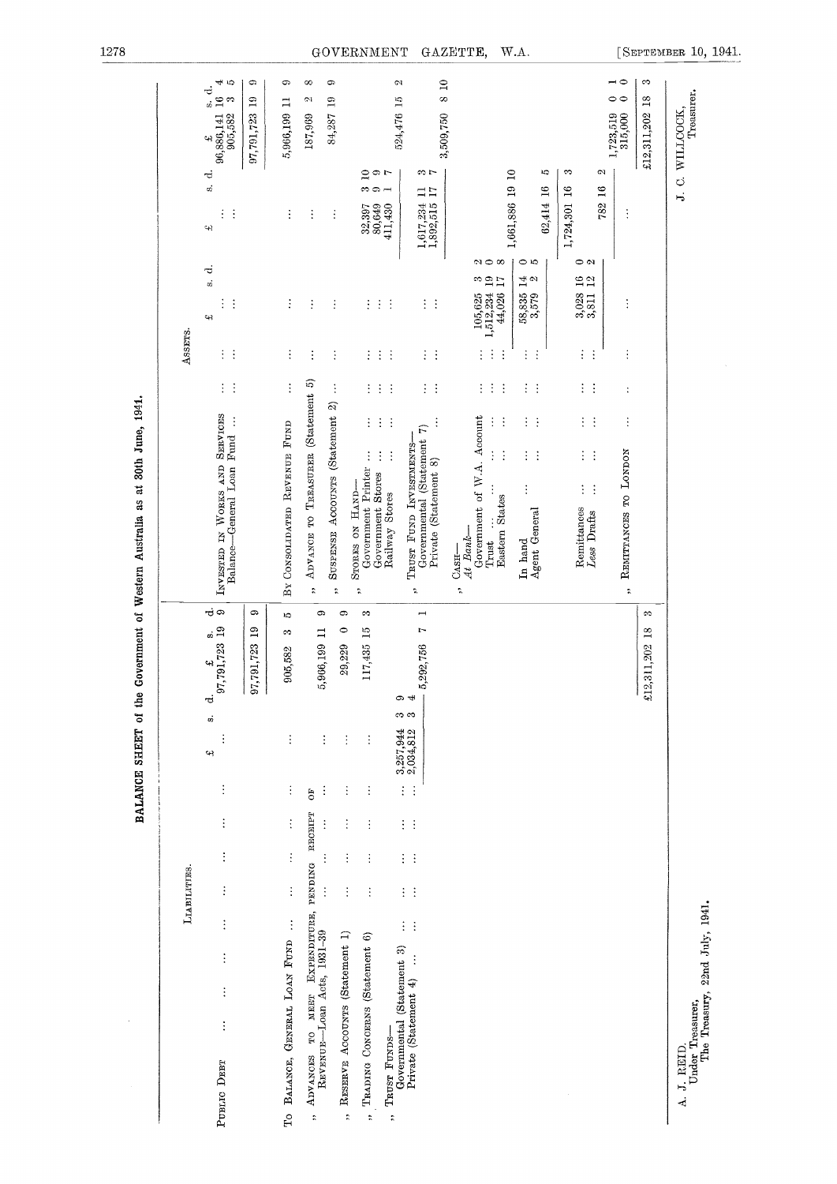# BALANCE SHEET of the Government of Western Australia as at 30th June, 1941.

## LIABILITIES.

| | £ s. d. | £ s. d. |
|---|---|---|
| PUBLIC DEBT ... | ... | 97,791,723 19 9 |
| | | 97,791,723 19 9 |
| TO BALANCE, GENERAL LOAN FUND ... | ... | 905,582 3 5 |
| ,, ADVANCES TO MEET EXPENDITURE, PENDING RECEIPT OF REVENUE—Loan Acts, 1931-39 ... | ... | 5,966,199 11 9 |
| ,, RESERVE ACCOUNTS (Statement 1) ... | ... | 29,229 0 9 |
| ,, TRADING CONCERNS (Statement 6) ... | ... | 117,435 15 3 |
| ,, TRUST FUNDS— | | |
| Governmental (Statement 3) ... | 3,257,944 3 9 | |
| Private (Statement 4) ... | 2,034,812 3 4 | |
| | | 5,292,756 7 1 |
| | | £12,311,202 18 3 |

## ASSETS.

| | £ s. d. | £ s. d. | £ s. d. |
|---|---|---|---|
| INVESTED IN WORKS AND SERVICES ... | ... | ... | 96,886,141 16 4 |
| Balance—General Loan Fund ... | ... | ... | 905,582 3 5 |
| | | | 97,791,723 19 9 |
| BY CONSOLIDATED REVENUE FUND ... | ... | ... | 5,966,199 11 9 |
| ,, ADVANCE TO TREASURER (Statement 5) ... | ... | ... | 187,969 2 8 |
| ,, SUSPENSE ACCOUNTS (Statement 2) ... | ... | ... | 84,287 19 9 |
| ,, STORES ON HAND— | | | |
| Government Printer ... | ... | 32,397 3 10 | |
| Government Stores ... | ... | 80,649 9 9 | |
| Railway Stores ... | ... | 411,430 1 7 | |
| | | | 524,476 15 2 |
| ,, TRUST FUND INVESTMENTS— | | | |
| Governmental (Statement 7) ... | ... | 1,617,234 11 3 | |
| Private (Statement 8) ... | ... | 1,892,515 17 7 | |
| | | | 3,509,750 8 10 |
| ,, CASH— | | | |
| *At Bank*— | | | |
| Government of W.A. Account ... | 105,625 3 2 | | |
| Trust ... | 1,512,234 19 0 | | |
| Eastern States ... | 44,026 17 8 | | |
| | | 1,661,886 19 10 | |
| In hand ... | 58,835 14 0 | | |
| Agent General ... | 3,579 2 5 | | |
| | | 62,414 16 5 | |
| | | 1,724,301 16 3 | |
| Remittances ... | 3,028 16 0 | | |
| *Less* Drafts ... | 3,811 12 2 | | |
| | | 782 16 2 | |
| | | | 1,723,519 0 1 |
| ,, REMITTANCES TO LONDON ... | ... | ... | 315,000 0 0 |
| | | | £12,311,202 18 3 |

A. J. REID,
Under Treasurer,
The Treasury, 22nd July, 1941.

J. C. WILLCOCK,
Treasurer.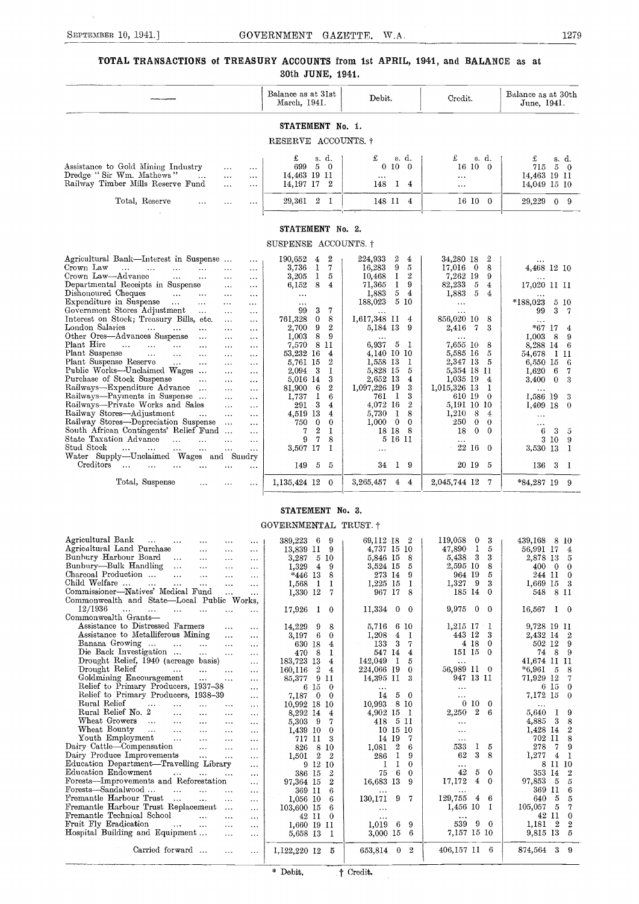# TOTAL TRANSACTIONS of TREASURY ACCOUNTS from 1st APRIL, 1941, and BALANCE as at 30th JUNE, 1941.

## STATEMENT No. 1.

RESERVE ACCOUNTS. †

| — | Balance as at 31st March, 1941. | Debit. | Credit. | Balance as at 30th June, 1941. |
|---|---|---|---|---|
| | £ s. d. | £ s. d. | £ s. d. | £ s. d. |
| Assistance to Gold Mining Industry | 699 5 0 | 0 10 0 | 16 10 0 | 715 5 0 |
| Dredge "Sir Wm. Mathews" | 14,463 19 11 | ... | ... | 14,463 19 11 |
| Railway Timber Mills Reserve Fund | 14,197 17 2 | 148 1 4 | ... | 14,049 15 10 |
| Total, Reserve | 29,361 2 1 | 148 11 4 | 16 10 0 | 29,229 0 9 |

## STATEMENT No. 2.

SUSPENSE ACCOUNTS. †

| — | Balance as at 31st March, 1941. | Debit. | Credit. | Balance as at 30th June, 1941. |
|---|---|---|---|---|
| Agricultural Bank—Interest in Suspense | 190,652 4 2 | 224,933 2 4 | 34,280 18 2 | ... |
| Crown Law | 3,736 1 7 | 16,283 9 5 | 17,016 0 8 | 4,468 12 10 |
| Crown Law—Advance | 3,205 1 5 | 10,468 1 2 | 7,262 19 9 | ... |
| Departmental Receipts in Suspense | 6,152 8 4 | 71,365 1 9 | 82,233 5 4 | 17,020 11 11 |
| Dishonoured Cheques | ... | 1,883 5 4 | 1,883 5 4 | ... |
| Expenditure in Suspense | ... | 188,023 5 10 | ... | *188,023 5 10 |
| Government Stores Adjustment | 99 3 7 | ... | ... | 99 3 7 |
| Interest on Stock; Treasury Bills, etc. | 761,328 0 8 | 1,617,348 11 4 | 856,020 10 8 | ... |
| London Salaries | 2,700 9 2 | 5,184 13 9 | 2,416 7 3 | *67 17 4 |
| Other Ores—Advances Suspense | 1,003 8 9 | ... | ... | 1,003 8 9 |
| Plant Hire | 7,570 8 11 | 6,937 5 1 | 7,655 10 8 | 8,288 14 6 |
| Plant Suspense | 53,232 16 4 | 4,140 10 10 | 5,585 16 5 | 54,678 1 11 |
| Plant Suspense Reserve | 5,761 15 2 | 1,558 13 1 | 2,347 13 5 | 6,550 15 6 |
| Public Works—Unclaimed Wages | 2,094 3 1 | 5,828 15 5 | 5,354 18 11 | 1,620 6 7 |
| Purchase of Stock Suspense | 5,016 14 3 | 2,652 13 4 | 1,035 19 4 | 3,400 0 3 |
| Railways—Expenditure Advance | 81,900 6 2 | 1,097,226 19 3 | 1,015,326 13 1 | ... |
| Railways—Payments in Suspense | 1,737 1 6 | 761 1 3 | 610 19 0 | 1,586 19 3 |
| Railways—Private Works and Sales | 291 3 4 | 4,072 16 2 | 5,191 10 10 | 1,409 18 0 |
| Railway Stores—Adjustment | 4,519 13 4 | 5,730 1 8 | 1,210 8 4 | ... |
| Railway Stores—Depreciation Suspense | 750 0 0 | 1,000 0 0 | 250 0 0 | ... |
| South African Contingents' Relief Fund | 7 2 1 | 18 18 8 | 18 0 0 | 6 3 5 |
| State Taxation Advance | 9 7 8 | 5 16 11 | ... | 3 10 9 |
| Stud Stock | 3,507 17 1 | ... | 22 16 0 | 3,530 13 1 |
| Water Supply—Unclaimed Wages and Sundry Creditors | 149 5 5 | 34 1 9 | 20 19 5 | 136 3 1 |
| Total, Suspense | 1,135,424 12 0 | 3,265,457 4 4 | 2,045,744 12 7 | *84,287 19 9 |

## STATEMENT No. 3.

GOVERNMENTAL TRUST. †

| — | Balance as at 31st March, 1941. | Debit. | Credit. | Balance as at 30th June, 1941. |
|---|---|---|---|---|
| Agricultural Bank | 389,223 6 9 | 69,112 18 2 | 119,058 0 3 | 439,168 8 10 |
| Agricultural Land Purchase | 13,839 11 9 | 4,737 15 10 | 47,890 1 5 | 56,991 17 4 |
| Bunbury Harbour Board | 3,287 5 10 | 5,846 15 8 | 5,438 3 3 | 2,878 13 5 |
| Bunbury—Bulk Handling | 1,329 4 9 | 3,524 15 5 | 2,595 10 8 | 400 0 0 |
| Charcoal Production | *446 13 8 | 273 14 9 | 964 19 5 | 244 11 0 |
| Child Welfare | 1,568 1 1 | 1,225 15 1 | 1,327 9 3 | 1,669 15 3 |
| Commissioner—Natives' Medical Fund | 1,330 12 7 | 967 17 8 | 185 14 0 | 548 8 11 |
| Commonwealth and State—Local Public Works, 12/1936 | 17,926 1 0 | 11,334 0 0 | 9,975 0 0 | 16,567 1 0 |
| Commonwealth Grants— | | | | |
| Assistance to Distressed Farmers | 14,229 9 8 | 5,716 6 10 | 1,215 17 1 | 9,728 19 11 |
| Assistance to Metalliferous Mining | 3,197 6 0 | 1,208 4 1 | 443 12 3 | 2,432 14 2 |
| Banana Growing | 630 18 4 | 133 3 7 | 4 18 0 | 502 12 9 |
| Die Back Investigation | 470 8 1 | 547 14 4 | 151 15 0 | 74 8 9 |
| Drought Relief, 1940 (acreage basis) | 183,723 13 4 | 142,049 1 5 | ... | 41,674 11 11 |
| Drought Relief | 160,116 2 4 | 224,066 19 0 | 56,989 11 0 | *6,961 5 8 |
| Goldmining Encouragement | 85,377 9 11 | 14,395 11 3 | 947 13 11 | 71,929 12 7 |
| Relief to Primary Producers, 1937–38 | 6 15 0 | ... | ... | 6 15 0 |
| Relief to Primary Producers, 1938–39 | 7,187 0 0 | 14 5 0 | ... | 7,172 15 0 |
| Rural Relief | 10,992 18 10 | 10,993 8 10 | 0 10 0 | ... |
| Rural Relief No. 2 | 8,292 14 4 | 4,902 15 1 | 2,250 2 6 | 5,640 1 9 |
| Wheat Growers | 5,303 9 7 | 418 5 11 | ... | 4,885 3 8 |
| Wheat Bounty | 1,439 10 0 | 10 15 10 | ... | 1,428 14 2 |
| Youth Employment | 717 11 3 | 14 19 7 | ... | 702 11 8 |
| Dairy Cattle—Compensation | 826 8 10 | 1,081 2 6 | 533 1 5 | 278 7 9 |
| Dairy Produce Improvements | 1,501 2 2 | 286 1 9 | 62 3 8 | 1,277 4 1 |
| Education Department—Travelling Library | 9 12 10 | 1 1 0 | ... | 8 11 10 |
| Education Endowment | 386 15 2 | 75 6 0 | 42 5 0 | 353 14 2 |
| Forests—Improvements and Reforestation | 97,364 15 2 | 16,683 13 9 | 17,172 4 0 | 97,853 5 5 |
| Forests—Sandalwood | 369 11 6 | ... | ... | 369 11 6 |
| Fremantle Harbour Trust | 1,056 10 6 | 130,171 9 7 | 129,755 4 6 | 640 5 5 |
| Fremantle Harbour Trust Replacement | 103,600 15 6 | ... | 1,456 10 1 | 105,057 5 7 |
| Fremantle Technical School | 42 11 0 | ... | ... | 42 11 0 |
| Fruit Fly Eradication | 1,660 19 11 | 1,019 6 9 | 539 9 0 | 1,181 2 2 |
| Hospital Building and Equipment | 5,658 13 1 | 3,000 15 6 | 7,157 15 10 | 9,815 13 5 |
| Carried forward | 1,122,220 12 5 | 653,814 0 2 | 406,157 11 6 | 874,564 3 9 |

\* Debit. † Credit.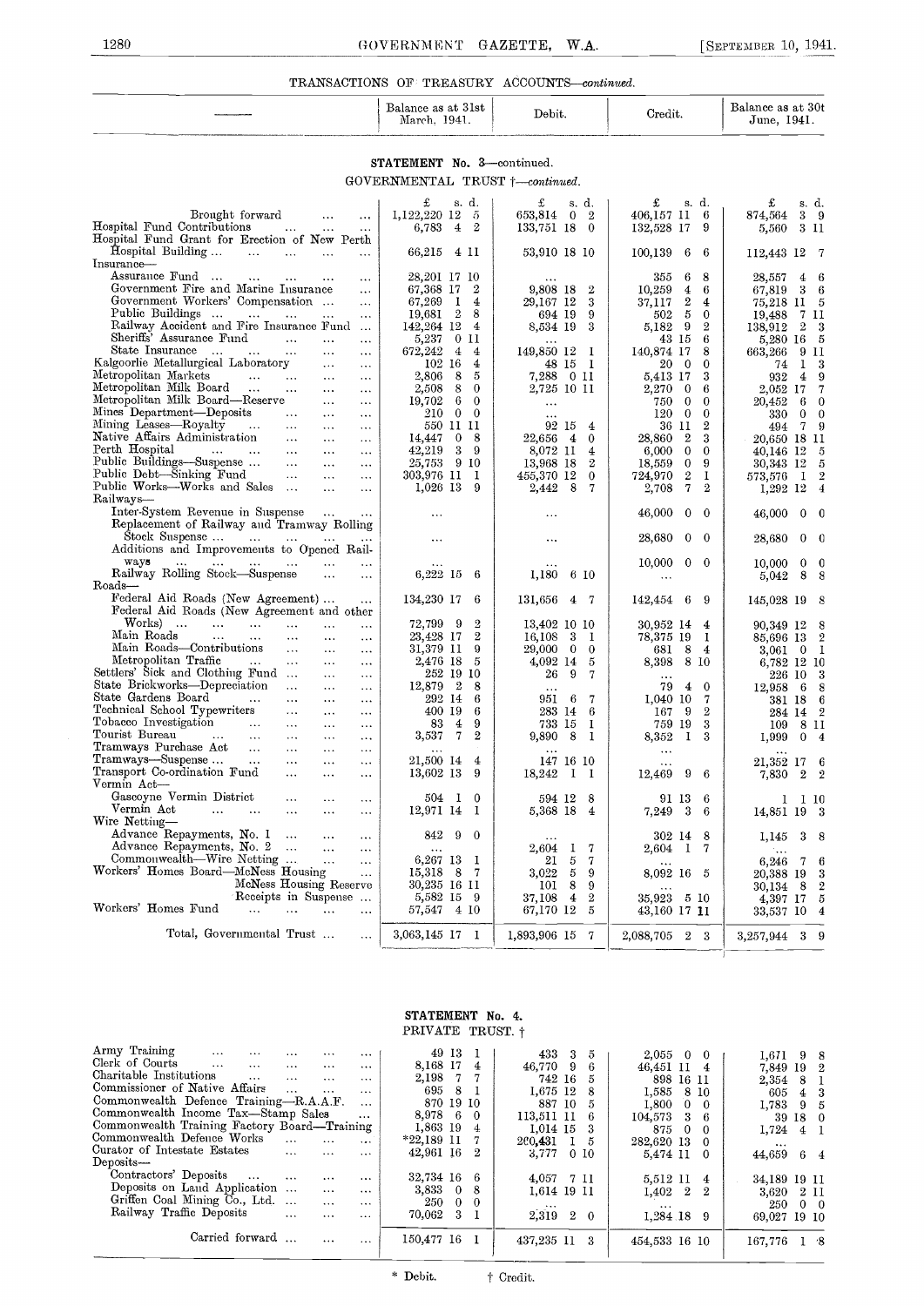TRANSACTIONS OF TREASURY ACCOUNTS—*continued.*

| —— | Balance as at 31st March, 1941. | Debit. | Credit. | Balance as at 30th June, 1941. |
|---|---|---|---|---|
| | **STATEMENT No. 3**—continued. | | | |
| | GOVERNMENTAL TRUST †—*continued.* | | | |
| | £ s. d. | £ s. d. | £ s. d. | £ s. d. |
| Brought forward ... ... | 1,122,220 12 5 | 653,814 0 2 | 406,157 11 6 | 874,564 3 9 |
| Hospital Fund Contributions ... ... ... | 6,783 4 2 | 133,751 18 0 | 132,528 17 9 | 5,560 3 11 |
| Hospital Fund Grant for Erection of New Perth Hospital Building ... ... ... ... ... | 66,215 4 11 | 53,910 18 10 | 100,139 6 6 | 112,443 12 7 |
| Insurance— | | | | |
| Assurance Fund ... ... ... ... | 28,201 17 10 | ... | 355 6 8 | 28,557 4 6 |
| Government Fire and Marine Insurance ... | 67,368 17 2 | 9,808 18 2 | 10,259 4 6 | 67,819 3 6 |
| Government Workers' Compensation ... | 67,269 1 4 | 29,167 12 3 | 37,117 2 4 | 75,218 11 5 |
| Public Buildings ... ... ... ... | 19,681 2 8 | 694 19 9 | 502 5 0 | 19,488 7 11 |
| Railway Accident and Fire Insurance Fund ... | 142,264 12 4 | 8,534 19 3 | 5,182 9 2 | 138,912 2 3 |
| Sheriffs' Assurance Fund ... ... ... | 5,237 0 11 | ... | 43 15 6 | 5,280 16 5 |
| State Insurance ... ... ... ... | 672,242 4 4 | 149,850 12 1 | 140,874 17 8 | 663,266 9 11 |
| Kalgoorlie Metallurgical Laboratory ... ... | 102 16 4 | 48 15 1 | 20 0 0 | 74 1 3 |
| Metropolitan Markets ... ... ... ... | 2,806 8 5 | 7,288 0 11 | 5,413 17 3 | 932 4 9 |
| Metropolitan Milk Board ... ... ... | 2,508 8 0 | 2,725 10 11 | 2,270 0 6 | 2,052 17 7 |
| Metropolitan Milk Board—Reserve ... ... | 19,702 6 0 | ... | 750 0 0 | 20,452 6 0 |
| Mines Department—Deposits ... ... | 210 0 0 | ... | 120 0 0 | 330 0 0 |
| Mining Leases—Royalty ... ... ... | 550 11 11 | 92 15 4 | 36 11 2 | 494 7 9 |
| Native Affairs Administration ... ... ... | 14,447 0 8 | 22,656 4 0 | 28,860 2 3 | 20,650 18 11 |
| Perth Hospital ... ... ... ... ... | 42,219 3 9 | 8,072 11 4 | 6,000 0 0 | 40,146 12 5 |
| Public Buildings—Suspense ... ... ... | 25,753 9 10 | 13,968 18 2 | 18,559 0 9 | 30,343 12 5 |
| Public Debt—Sinking Fund ... ... ... | 303,976 11 1 | 455,370 12 0 | 724,970 2 1 | 573,576 1 2 |
| Public Works—Works and Sales ... ... | 1,026 13 9 | 2,442 8 7 | 2,708 7 2 | 1,292 12 4 |
| Railways— | | | | |
| Inter-System Revenue in Suspense ... ... | ... | ... | 46,000 0 0 | 46,000 0 0 |
| Replacement of Railway and Tramway Rolling Stock Suspense ... ... ... ... | ... | ... | 28,680 0 0 | 28,680 0 0 |
| Additions and Improvements to Opened Railways ... ... ... ... ... ... | ... | ... | 10,000 0 0 | 10,000 0 0 |
| Railway Rolling Stock—Suspense ... ... | 6,222 15 6 | 1,180 6 10 | ... | 5,042 8 8 |
| Roads— | | | | |
| Federal Aid Roads (New Agreement) ... ... | 134,230 17 6 | 131,656 4 7 | 142,454 6 9 | 145,028 19 8 |
| Federal Aid Roads (New Agreement and other Works) ... ... ... ... ... ... | 72,799 9 2 | 13,402 10 10 | 30,952 14 4 | 90,349 12 8 |
| Main Roads ... ... ... ... ... | 23,428 17 2 | 16,108 3 1 | 78,375 19 1 | 85,696 13 2 |
| Main Roads—Contributions ... ... ... | 31,379 11 9 | 29,000 0 0 | 681 8 4 | 3,061 0 1 |
| Metropolitan Traffic ... ... ... ... | 2,476 18 5 | 4,092 14 5 | 8,398 8 10 | 6,782 12 10 |
| Settlers' Sick and Clothing Fund ... ... ... | 252 19 10 | 26 9 7 | ... | 226 10 3 |
| State Brickworks—Depreciation ... ... ... | 12,879 2 8 | ... | 79 4 0 | 12,958 6 8 |
| State Gardens Board ... ... ... ... | 292 14 6 | 951 6 7 | 1,040 10 7 | 381 18 6 |
| Technical School Typewriters ... ... ... | 400 19 6 | 283 14 6 | 167 9 2 | 284 14 2 |
| Tobacco Investigation ... ... ... ... | 83 4 9 | 733 15 1 | 759 19 3 | 109 8 11 |
| Tourist Bureau ... ... ... ... ... | 3,537 7 2 | 9,890 8 1 | 8,352 1 3 | 1,999 0 4 |
| Tramways Purchase Act ... ... ... ... | ... | ... | ... | ... |
| Tramways—Suspense ... ... ... ... | 21,500 14 4 | 147 16 10 | ... | 21,352 17 6 |
| Transport Co-ordination Fund ... ... ... | 13,602 13 9 | 18,242 1 1 | 12,469 9 6 | 7,830 2 2 |
| Vermin Act— | | | | |
| Gascoyne Vermin District ... ... ... | 504 1 0 | 594 12 8 | 91 13 6 | 1 1 10 |
| Vermin Act ... ... ... ... ... | 12,971 14 1 | 5,368 18 4 | 7,249 3 6 | 14,851 19 3 |
| Wire Netting— | | | | |
| Advance Repayments, No. 1 ... ... ... | 842 9 0 | ... | 302 14 8 | 1,145 3 8 |
| Advance Repayments, No. 2 ... ... ... | ... | 2,604 1 7 | 2,604 1 7 | ... |
| Commonwealth—Wire Netting ... ... ... | 6,267 13 1 | 21 5 7 | ... | 6,246 7 6 |
| Workers' Homes Board—McNess Housing ... | 15,318 8 7 | 3,022 5 9 | 8,092 16 5 | 20,388 19 3 |
| McNess Housing Reserve | 30,235 16 11 | 101 8 9 | ... | 30,134 8 2 |
| Receipts in Suspense ... | 5,582 15 9 | 37,108 4 2 | 35,923 5 10 | 4,397 17 5 |
| Workers' Homes Fund ... ... ... ... | 57,547 4 10 | 67,170 12 5 | 43,160 17 11 | 33,537 10 4 |
| Total, Governmental Trust ... ... | 3,063,145 17 1 | 1,893,906 15 7 | 2,088,705 2 3 | 3,257,944 3 9 |

**STATEMENT No. 4.**

PRIVATE TRUST. †

| | Balance as at 31st March, 1941. | Debit. | Credit. | Balance as at 30th June, 1941. |
|---|---|---|---|---|
| Army Training ... ... ... ... ... | 49 13 1 | 433 3 5 | 2,055 0 0 | 1,671 9 8 |
| Clerk of Courts ... ... ... ... ... | 8,168 17 4 | 46,770 9 6 | 46,451 11 4 | 7,849 19 2 |
| Charitable Institutions ... ... ... ... | 2,198 7 7 | 742 16 5 | 898 16 11 | 2,354 8 1 |
| Commissioner of Native Affairs ... ... ... | 695 8 1 | 1,675 12 8 | 1,585 8 10 | 605 4 3 |
| Commonwealth Defence Training—R.A.A.F. ... | 870 19 10 | 887 10 5 | 1,800 0 0 | 1,783 9 5 |
| Commonwealth Income Tax—Stamp Sales ... | 8,978 6 0 | 113,511 11 6 | 104,573 3 6 | 39 18 0 |
| Commonwealth Training Factory Board—Training | 1,863 19 4 | 1,014 15 3 | 875 0 0 | 1,724 4 1 |
| Commonwealth Defence Works ... ... ... | *22,189 11 7 | 260,431 1 5 | 282,620 13 0 | ... |
| Curator of Intestate Estates ... ... ... | 42,961 16 2 | 3,777 0 10 | 5,474 11 0 | 44,659 6 4 |
| Deposits— | | | | |
| Contractors' Deposits ... ... ... ... | 32,734 16 6 | 4,057 7 11 | 5,512 11 4 | 34,189 19 11 |
| Deposits on Land Application ... ... ... | 3,833 0 8 | 1,614 19 11 | 1,402 2 2 | 3,620 2 11 |
| Griffen Coal Mining Co., Ltd. ... ... ... | 250 0 0 | ... | ... | 250 0 0 |
| Railway Traffic Deposits ... ... ... | 70,062 3 1 | 2,319 2 0 | 1,284 18 9 | 69,027 19 10 |
| Carried forward ... ... ... | 150,477 16 1 | 437,235 11 3 | 454,533 16 10 | 167,776 1 8 |

\* Debit. † Credit.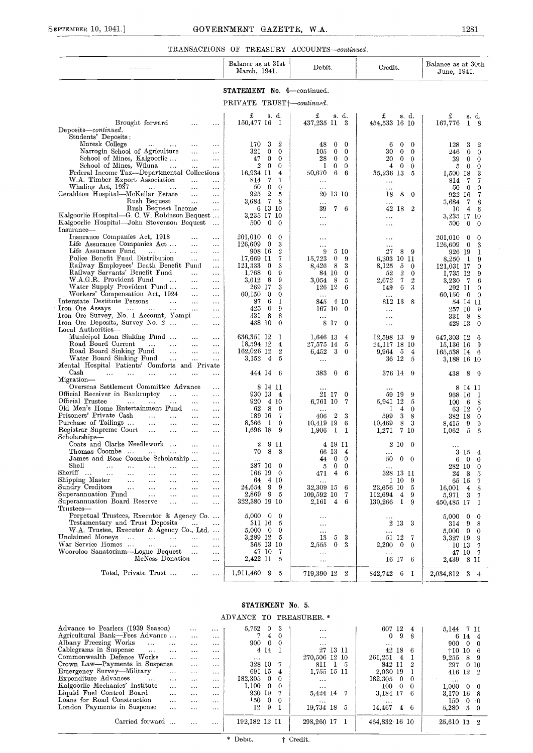TRANSACTIONS OF TREASURY ACCOUNTS—*continued.*

## STATEMENT No. 4—continued.

PRIVATE TRUST†—*continued.*

| — | Balance as at 31st March, 1941. | Debit. | Credit. | Balance as at 30th June, 1941. |
|---|---|---|---|---|
| | £ s. d. | £ s. d. | £ s. d. | £ s. d. |
| Brought forward ... ... | 150,477 16 1 | 437,235 11 3 | 454,533 16 10 | 167,776 1 8 |
| Deposits—*continued.* | | | | |
| Students' Deposits: | | | | |
| Muresk College ... ... ... | 170 3 2 | 48 0 0 | 6 0 0 | 128 3 2 |
| Narrogin School of Agriculture ... ... | 321 0 0 | 105 0 0 | 30 0 0 | 246 0 0 |
| School of Mines, Kalgoorlie ... ... ... | 47 0 0 | 28 0 0 | 20 0 0 | 39 0 0 |
| School of Mines, Wiluna ... ... ... | 2 0 0 | 1 0 0 | 4 0 0 | 5 0 0 |
| Federal Income Tax—Departmental Collections | 16,934 11 4 | 50,670 6 6 | 35,236 13 5 | 1,500 18 3 |
| W.A. Timber Export Association ... ... | 814 7 7 | ... | ... | 814 7 7 |
| Whaling Act, 1937 ... ... ... | 50 0 0 | ... | ... | 50 0 0 |
| Geraldton Hospital—McKellar Estate ... ... | 925 2 5 | 20 13 10 | 18 8 0 | 922 16 7 |
| Rush Bequest ... ... | 3,684 7 8 | ... | ... | 3,684 7 8 |
| Rush Bequest Income ... | 6 13 10 | 39 7 6 | 42 18 2 | 10 4 6 |
| Kalgoorlie Hospital—G. C. W. Robinson Bequest ... | 3,235 17 10 | ... | ... | 3,235 17 10 |
| Kalgoorlie Hospital—John Stevenson Bequest ... | 500 0 0 | ... | ... | 500 0 0 |
| Insurance— | | | | |
| Insurance Companies Act, 1918 ... ... | 201,010 0 0 | ... | ... | 201,010 0 0 |
| Life Assurance Companies Act ... ... ... | 126,609 0 3 | ... | ... | 126,609 0 3 |
| Life Assurance Fund ... ... ... | 908 16 2 | 9 5 10 | 27 8 9 | 926 19 1 |
| Police Benefit Fund Distribution ... ... | 17,669 11 7 | 15,723 0 9 | 6,303 10 11 | 8,250 1 9 |
| Railway Employees' Death Benefit Fund ... | 121,333 0 3 | 8,426 8 3 | 8,125 5 0 | 121,031 17 0 |
| Railway Servants' Benefit Fund ... ... | 1,768 0 9 | 84 10 0 | 52 2 0 | 1,735 12 9 |
| W.A.G.R. Provident Fund ... ... ... | 3,612 8 9 | 3,054 8 5 | 2,672 7 2 | 3,230 7 6 |
| Water Supply Provident Fund ... ... | 269 17 3 | 126 12 6 | 149 6 3 | 292 11 0 |
| Workers' Compensation Act, 1924 ... ... | 60,150 0 0 | ... | ... | 60,150 0 0 |
| Interstate Destitute Persons ... ... ... | 87 6 1 | 845 4 10 | 812 13 8 | 54 14 11 |
| Iron Ore Assays ... ... ... ... | 425 0 9 | 167 10 0 | ... | 257 10 9 |
| Iron Ore Survey, No. 1 Account, Yampi ... | 331 8 8 | ... | ... | 331 8 8 |
| Iron Ore Deposits, Survey No. 2 ... ... | 438 10 0 | 8 17 0 | ... | 429 13 0 |
| Local Authorities— | | | | |
| Municipal Loan Sinking Fund ... ... ... | 636,351 12 1 | 1,646 13 4 | 12,598 13 9 | 647,303 12 6 |
| Road Board Current ... ... ... ... | 18,594 12 4 | 27,575 14 5 | 24,117 18 10 | 15,136 16 9 |
| Road Board Sinking Fund ... ... ... | 162,026 12 2 | 6,452 3 0 | 9,964 5 4 | 165,538 14 6 |
| Water Board Sinking Fund ... ... ... | 3,152 4 5 | ... | 36 12 5 | 3,188 16 10 |
| Mental Hospital Patients' Comforts and Private Cash ... ... ... ... ... ... | 444 14 6 | 383 0 6 | 376 14 9 | 438 8 9 |
| Migration— | | | | |
| Overseas Settlement Committee Advance ... | 8 14 11 | ... | ... | 8 14 11 |
| Official Receiver in Bankruptcy ... ... ... | 930 13 4 | 21 17 0 | 59 19 9 | 968 16 1 |
| Official Trustee ... ... ... ... | 920 4 10 | 6,761 10 7 | 5,941 12 5 | 100 6 8 |
| Old Men's Home Entertainment Fund ... ... | 62 8 0 | ... | 1 4 0 | 63 12 0 |
| Prisoners' Private Cash ... ... ... ... | 189 16 7 | 406 2 3 | 599 3 8 | 382 18 0 |
| Purchase of Tailings ... ... ... ... | 8,366 1 0 | 10,419 19 6 | 10,469 8 3 | 8,415 9 9 |
| Registrar Supreme Court ... ... ... ... | 1,696 18 9 | 1,906 1 1 | 1,271 7 10 | 1,062 5 6 |
| Scholarships— | | | | |
| Coats and Clarke Needlework ... ... ... | 2 9 11 | 4 19 11 | 2 10 0 | ... |
| Thomas Coombe ... ... ... ... | 70 8 8 | 66 13 4 | ... | 3 15 4 |
| James and Rose Coombe Scholarship ... ... | ... | 44 0 0 | 50 0 0 | 6 0 0 |
| Shell ... ... ... ... ... | 287 10 0 | 5 0 0 | ... | 282 10 0 |
| Sheriff ... ... ... ... ... ... | 166 19 0 | 471 4 6 | 328 13 11 | 24 8 5 |
| Shipping Master ... ... ... ... ... | 64 4 10 | ... | 1 10 9 | 65 15 7 |
| Sundry Creditors ... ... ... ... ... | 24,654 9 9 | 32,309 15 6 | 23,656 10 5 | 16,001 4 8 |
| Superannuation Fund ... ... ... ... | 2,869 9 5 | 109,592 10 7 | 112,694 4 9 | 5,971 3 7 |
| Superannuation Board Reserve ... ... ... | 322,380 19 10 | 2,161 4 6 | 130,266 1 9 | 450,485 17 1 |
| Trustees— | | | | |
| Perpetual Trustees, Executor & Agency Co. ... | 5,000 0 0 | ... | ... | 5,000 0 0 |
| Testamentary and Trust Deposits ... ... | 311 16 5 | ... | 2 13 3 | 314 9 8 |
| W.A. Trustee, Executor & Agency Co., Ltd. ... | 5,000 0 0 | ... | ... | 5,000 0 0 |
| Unclaimed Moneys ... ... ... ... | 3,289 12 5 | 13 5 3 | 51 12 7 | 3,327 19 9 |
| War Service Homes ... ... ... ... ... | 365 13 10 | 2,555 0 3 | 2,200 0 0 | 10 13 7 |
| Wooroloo Sanatorium—Logue Bequest ... ... | 47 10 7 | ... | ... | 47 10 7 |
| McNess Donation ... | 2,422 11 5 | ... | 16 17 6 | 2,439 8 11 |
| Total, Private Trust ... ... ... | 1,911,460 9 5 | 719,390 12 2 | 842,742 6 1 | 2,034,812 3 4 |

## STATEMENT No. 5.

ADVANCE TO TREASURER.*

| — | Balance as at 31st March, 1941. | Debit. | Credit. | Balance as at 30th June, 1941. |
|---|---|---|---|---|
| Advance to Pearlers (1939 Season) ... ... | 5,752 0 3 | ... | 607 12 4 | 5,144 7 11 |
| Agricultural Bank—Fees Advance ... ... ... | 7 4 0 | ... | 0 9 8 | 6 14 4 |
| Albany Freezing Works ... ... ... ... | 900 0 0 | ... | ... | 900 0 0 |
| Cablegrams in Suspense ... ... ... ... | 4 14 1 | 27 13 11 | 42 18 6 | †10 10 6 |
| Commonwealth Defence Works ... ... ... | ... | 270,506 12 10 | 261,251 4 1 | 9,255 8 9 |
| Crown Law—Payments in Suspense ... ... | 328 10 7 | 811 1 5 | 842 11 2 | 297 0 10 |
| Emergency Survey—Military ... ... ... | 691 15 4 | 1,755 15 11 | 2,030 19 1 | 416 12 2 |
| Expenditure Advances ... ... ... ... | 182,305 0 0 | ... | 182,305 0 0 | ... |
| Kalgoorlie Mechanics' Institute ... ... ... | 1,100 0 0 | ... | 100 0 0 | 1,000 0 0 |
| Liquid Fuel Control Board ... ... ... | 930 19 7 | 5,424 14 7 | 3,184 17 6 | 3,170 16 8 |
| Loans for Road Construction ... ... ... | 150 0 0 | ... | ... | 150 0 0 |
| London Payments in Suspense ... ... ... | 12 9 1 | 19,734 18 5 | 14,467 4 6 | 5,280 3 0 |
| Carried forward ... ... ... | 192,182 12 11 | 298,260 17 1 | 464,832 16 10 | 25,610 13 2 |

\* Debit. † Credit.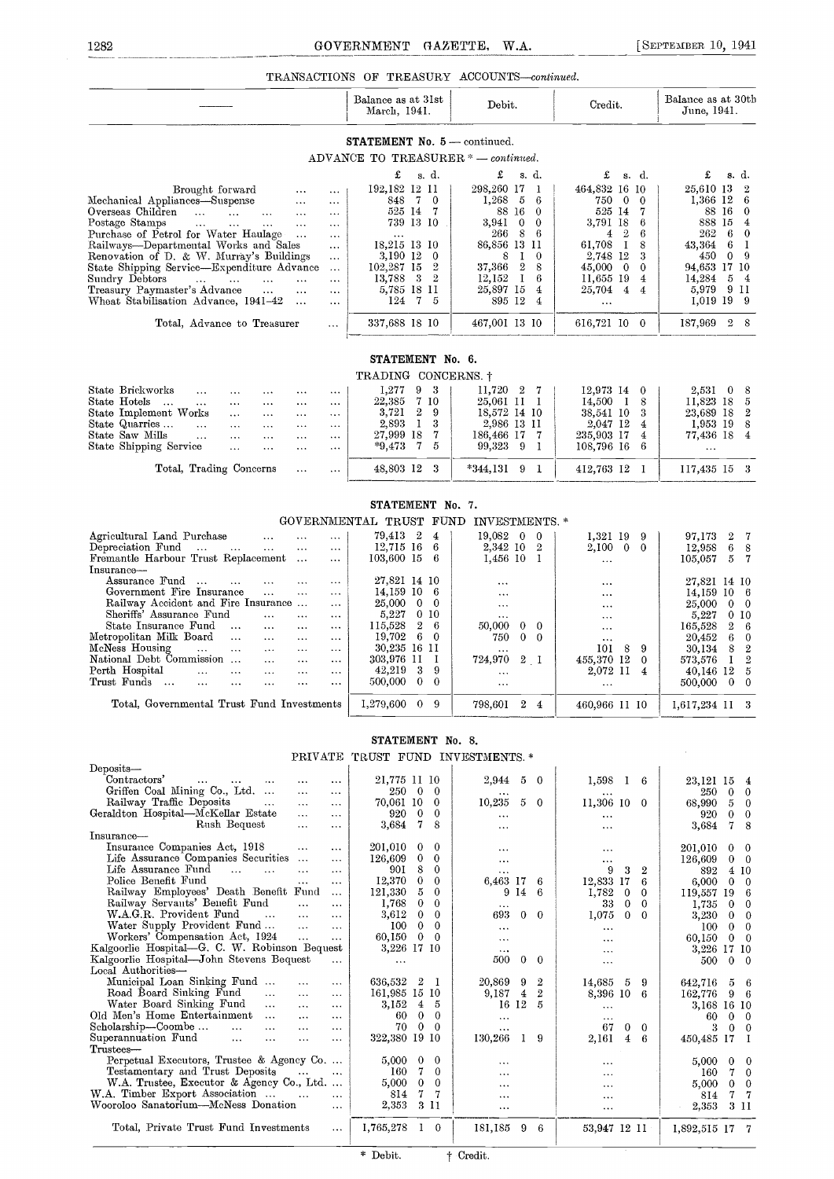TRANSACTIONS OF TREASURY ACCOUNTS—*continued.*

| | Balance as at 31st March, 1941. | Debit. | Credit. | Balance as at 30th June, 1941. |
|---|---|---|---|---|
| **STATEMENT No. 5 — continued.** | | | | |
| ADVANCE TO TREASURER * — *continued.* | | | | |
| | £ s. d. | £ s. d. | £ s. d. | £ s. d. |
| Brought forward | 192,182 12 11 | 298,260 17 1 | 464,832 16 10 | 25,610 13 2 |
| Mechanical Appliances—Suspense | 848 7 0 | 1,268 5 6 | 750 0 0 | 1,366 12 6 |
| Overseas Children | 525 14 7 | 88 16 0 | 525 14 7 | 88 16 0 |
| Postage Stamps | 739 13 10 | 3,941 0 0 | 3,791 18 6 | 888 15 4 |
| Purchase of Petrol for Water Haulage | ... | 266 8 6 | 4 2 6 | 262 6 0 |
| Railways—Departmental Works and Sales | 18,215 13 10 | 86,856 13 11 | 61,708 1 8 | 43,364 6 1 |
| Renovation of D. & W. Murray's Buildings | 3,190 12 0 | 8 1 0 | 2,748 12 3 | 450 0 9 |
| State Shipping Service—Expenditure Advance | 102,287 15 2 | 37,366 2 8 | 45,000 0 0 | 94,653 17 10 |
| Sundry Debtors | 13,788 3 2 | 12,152 1 6 | 11,655 19 4 | 14,284 5 4 |
| Treasury Paymaster's Advance | 5,785 18 11 | 25,897 15 4 | 25,704 4 4 | 5,979 9 11 |
| Wheat Stabilisation Advance, 1941–42 | 124 7 5 | 895 12 4 | ... | 1,019 19 9 |
| Total, Advance to Treasurer | 337,688 18 10 | 467,001 13 10 | 616,721 10 0 | 187,969 2 8 |

**STATEMENT No. 6.**

TRADING CONCERNS. †

| | Balance as at 31st March, 1941. | Debit. | Credit. | Balance as at 30th June, 1941. |
|---|---|---|---|---|
| State Brickworks | 1,277 9 3 | 11,720 2 7 | 12,973 14 0 | 2,531 0 8 |
| State Hotels | 22,385 7 10 | 25,061 11 1 | 14,500 1 8 | 11,823 18 5 |
| State Implement Works | 3,721 2 9 | 18,572 14 10 | 38,541 10 3 | 23,689 18 2 |
| State Quarries | 2,893 1 3 | 2,986 13 11 | 2,047 12 4 | 1,953 19 8 |
| State Saw Mills | 27,999 18 7 | 186,466 17 7 | 235,903 17 4 | 77,436 18 4 |
| State Shipping Service | *9,473 7 5 | 99,323 9 1 | 108,796 16 6 | ... |
| Total, Trading Concerns | 48,803 12 3 | *344,131 9 1 | 412,763 12 1 | 117,435 15 3 |

**STATEMENT No. 7.**

GOVERNMENTAL TRUST FUND INVESTMENTS. *

| | Balance as at 31st March, 1941. | Debit. | Credit. | Balance as at 30th June, 1941. |
|---|---|---|---|---|
| Agricultural Land Purchase | 79,413 2 4 | 19,082 0 0 | 1,321 19 9 | 97,173 2 7 |
| Depreciation Fund | 12,715 16 6 | 2,342 10 2 | 2,100 0 0 | 12,958 6 8 |
| Fremantle Harbour Trust Replacement | 103,600 15 6 | 1,456 10 1 | ... | 105,057 5 7 |
| Insurance— | | | | |
| Assurance Fund | 27,821 14 10 | ... | ... | 27,821 14 10 |
| Government Fire Insurance | 14,159 10 6 | ... | ... | 14,159 10 6 |
| Railway Accident and Fire Insurance | 25,000 0 0 | ... | ... | 25,000 0 0 |
| Sheriffs' Assurance Fund | 5,227 0 10 | ... | ... | 5,227 0 10 |
| State Insurance Fund | 115,528 2 6 | 50,000 0 0 | ... | 165,528 2 6 |
| Metropolitan Milk Board | 19,702 6 0 | 750 0 0 | ... | 20,452 6 0 |
| McNess Housing | 30,235 16 11 | ... | 101 8 9 | 30,134 8 2 |
| National Debt Commission | 303,976 11 1 | 724,970 2 1 | 455,370 12 0 | 573,576 1 2 |
| Perth Hospital | 42,219 3 9 | ... | 2,072 11 4 | 40,146 12 5 |
| Trust Funds | 500,000 0 0 | ... | ... | 500,000 0 0 |
| Total, Governmental Trust Fund Investments | 1,279,600 0 9 | 798,601 2 4 | 460,966 11 10 | 1,617,234 11 3 |

**STATEMENT No. 8.**

PRIVATE TRUST FUND INVESTMENTS. *

| | Balance as at 31st March, 1941. | Debit. | Credit. | Balance as at 30th June, 1941. |
|---|---|---|---|---|
| Deposits— | | | | |
| Contractors' | 21,775 11 10 | 2,944 5 0 | 1,598 1 6 | 23,121 15 4 |
| Griffen Coal Mining Co., Ltd. | 250 0 0 | ... | ... | 250 0 0 |
| Railway Traffic Deposits | 70,061 10 0 | 10,235 5 0 | 11,306 10 0 | 68,990 5 0 |
| Geraldton Hospital—McKellar Estate | 920 0 0 | ... | ... | 920 0 0 |
| Rush Bequest | 3,684 7 8 | ... | ... | 3,684 7 8 |
| Insurance— | | | | |
| Insurance Companies Act, 1918 | 201,010 0 0 | ... | ... | 201,010 0 0 |
| Life Assurance Companies Securities | 126,609 0 0 | ... | ... | 126,609 0 0 |
| Life Assurance Fund | 901 8 0 | ... | 9 3 2 | 892 4 10 |
| Police Benefit Fund | 12,370 0 0 | 6,463 17 6 | 12,833 17 6 | 6,000 0 0 |
| Railway Employees' Death Benefit Fund | 121,330 5 0 | 9 14 6 | 1,782 0 0 | 119,557 19 6 |
| Railway Servants' Benefit Fund | 1,768 0 0 | ... | 33 0 0 | 1,735 0 0 |
| W.A.G.R. Provident Fund | 3,612 0 0 | 693 0 0 | 1,075 0 0 | 3,230 0 0 |
| Water Supply Provident Fund | 100 0 0 | ... | ... | 100 0 0 |
| Workers' Compensation Act, 1924 | 60,150 0 0 | ... | ... | 60,150 0 0 |
| Kalgoorlie Hospital—G. C. W. Robinson Bequest | 3,226 17 10 | ... | ... | 3,226 17 10 |
| Kalgoorlie Hospital—John Stevens Bequest | ... | 500 0 0 | ... | 500 0 0 |
| Local Authorities— | | | | |
| Municipal Loan Sinking Fund | 636,532 2 1 | 20,869 9 2 | 14,685 5 9 | 642,716 5 6 |
| Road Board Sinking Fund | 161,985 15 10 | 9,187 4 2 | 8,396 10 6 | 162,776 9 6 |
| Water Board Sinking Fund | 3,152 4 5 | 16 12 5 | ... | 3,168 16 10 |
| Old Men's Home Entertainment | 60 0 0 | ... | ... | 60 0 0 |
| Scholarship—Coombe | 70 0 0 | ... | 67 0 0 | 3 0 0 |
| Superannuation Fund | 322,380 19 10 | 130,266 1 9 | 2,161 4 6 | 450,485 17 1 |
| Trustees— | | | | |
| Perpetual Executors, Trustee & Agency Co. | 5,000 0 0 | ... | ... | 5,000 0 0 |
| Testamentary and Trust Deposits | 160 7 0 | ... | ... | 160 7 0 |
| W.A. Trustee, Executor & Agency Co., Ltd. | 5,000 0 0 | ... | ... | 5,000 0 0 |
| W.A. Timber Export Association | 814 7 7 | ... | ... | 814 7 7 |
| Wooroloo Sanatorium—McNess Donation | 2,353 3 11 | ... | ... | 2,353 3 11 |
| Total, Private Trust Fund Investments | 1,765,278 1 0 | 181,185 9 6 | 53,947 12 11 | 1,892,515 17 7 |

\* Debit. † Credit.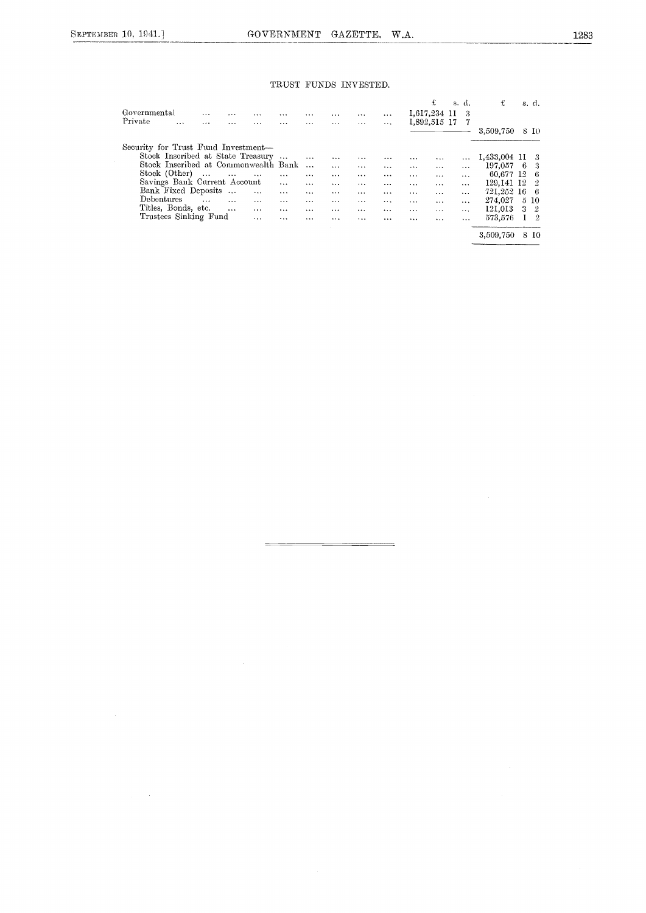## TRUST FUNDS INVESTED.

| | £ s. d. | £ s. d. |
|---|---|---|
| Governmental | 1,617,234 11 3 | |
| Private | 1,892,515 17 7 | |
| | | 3,509,750 8 10 |
| Security for Trust Fund Investment— | | |
| Stock Inscribed at State Treasury | | 1,433,004 11 3 |
| Stock Inscribed at Commonwealth Bank | | 197,057 6 3 |
| Stock (Other) | | 60,677 12 6 |
| Savings Bank Current Account | | 129,141 12 2 |
| Bank Fixed Deposits | | 721,252 16 6 |
| Debentures | | 274,027 5 10 |
| Titles, Bonds, etc. | | 121,013 3 2 |
| Trustees Sinking Fund | | 573,576 1 2 |
| | | 3,509,750 8 10 |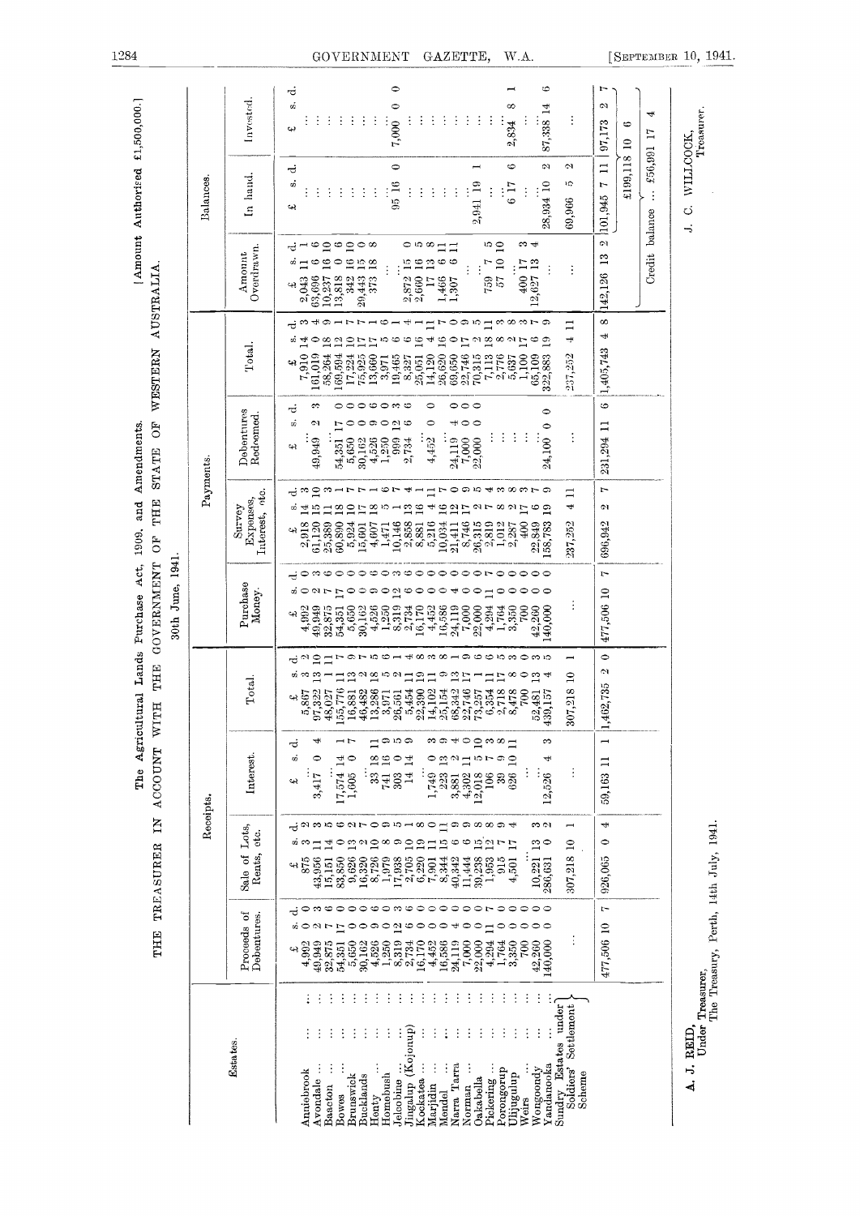# The Agricultural Lands Purchase Act, 1909, and Amendments.

## THE TREASURER IN ACCOUNT WITH THE GOVERNMENT OF THE STATE OF WESTERN AUSTRALIA.

[Amount Authorised £1,500,000.]

30th June, 1941.

| Estates. | Receipts. | | | | Payments. | | | | Amount Overdrawn. | Balances. | |
|---|---|---|---|---|---|---|---|---|---|---|---|
| | Proceeds of Debentures. | Sale of Lots, Rents, etc. | Interest. | Total. | Purchase Money. | Survey Expenses, Interest, etc. | Debentures Redeemed. | Total. | | In hand. | Invested. |
| | £ s. d. | £ s. d. | £ s. d. | £ s. d. | £ s. d. | £ s. d. | £ s. d. | £ s. d. | £ s. d. | £ s. d. | £ s. d. |
| Anniebrook ... | 4,992 0 0 | 875 3 2 | ... | 5,867 3 2 | 4,992 0 0 | 2,918 14 3 | ... | 7,910 14 3 | 2,043 11 1 | ... | ... |
| Avondale ... | 49,949 2 3 | 43,956 11 3 | 3,417 0 4 | 97,322 13 10 | 49,949 2 3 | 61,120 15 10 | 49,949 2 3 | 161,019 0 4 | 63,696 6 6 | ... | ... |
| Baacton ... | 32,875 7 6 | 15,151 14 5 | ... | 48,027 1 11 | 32,875 7 6 | 25,389 11 3 | ... | 58,264 18 9 | 10,237 16 10 | ... | ... |
| Bowes ... | 54,351 17 0 | 83,850 0 6 | 17,574 14 1 | 155,776 11 7 | 54,351 17 0 | 60,890 18 1 | 54,351 17 0 | 169,594 12 1 | 13,818 0 6 | ... | ... |
| Brunswick ... | 5,650 0 0 | 9,626 13 0 | 1,605 0 7 | 16,881 13 7 | 5,650 0 0 | 5,924 10 7 | 5,650 0 0 | 17,224 10 7 | 342 16 10 | ... | ... |
| Bucklands ... | 30,162 0 0 | 16,320 2 7 | ... | 46,482 2 7 | 30,162 0 0 | 15,601 17 7 | 30,162 0 0 | 75,925 17 7 | 29,443 15 0 | ... | ... |
| Henty ... | 4,526 9 6 | 8,726 10 0 | 33 18 11 | 13,286 18 5 | 4,526 9 6 | 4,607 18 1 | 4,526 9 6 | 13,660 17 1 | 373 18 8 | ... | ... |
| Homebush ... | 1,250 0 0 | 1,979 8 5 | 741 16 9 | 3,971 5 2 | 1,250 0 0 | 1,471 5 6 | 1,250 0 0 | 3,971 5 6 | ... | ... | ... |
| Jelcobine ... | 8,319 12 3 | 17,938 9 5 | 303 0 5 | 26,561 2 1 | 8,319 12 3 | 10,146 1 7 | 999 12 3 | 19,465 6 1 | ... | 95 16 0 | 7,000 0 0 |
| Jingalup (Kojonup) | 2,734 6 6 | 2,705 10 1 | 14 14 9 | 5,454 11 4 | 2,734 6 6 | 2,858 13 4 | 2,734 6 6 | 8,327 6 4 | 2,872 15 0 | ... | ... |
| Kockatea ... | 16,170 0 0 | 6,220 19 8 | ... | 22,390 19 8 | 16,170 0 0 | 8,881 16 1 | ... | 25,051 16 1 | 2,660 16 5 | ... | ... |
| Marjidin ... | 4,452 0 0 | 7,901 11 0 | 1,749 0 3 | 14,102 11 3 | 4,452 0 0 | 5,216 4 11 | 4,452 0 0 | 14,120 4 11 | 17 13 8 | ... | ... |
| Mendel ... | 16,586 0 0 | 8,344 15 11 | 223 13 9 | 25,154 9 8 | 16,586 0 0 | 10,034 16 7 | ... | 26,620 16 7 | 1,466 6 11 | ... | ... |
| Narra Tarra ... | 24,119 4 0 | 40,342 6 9 | 3,881 2 4 | 68,342 13 1 | 24,119 4 0 | 21,411 12 0 | 24,119 4 0 | 69,650 0 0 | 1,307 6 11 | ... | ... |
| Norman ... | 7,000 0 0 | 11,444 6 9 | 4,302 11 0 | 22,746 17 9 | 7,000 0 0 | 8,746 17 9 | 7,000 0 0 | 22,746 17 9 | ... | ... | ... |
| Oakabella ... | 22,000 0 0 | 39,238 15 8 | 12,018 5 10 | 73,257 1 6 | 22,000 0 0 | 26,315 2 5 | 22,000 0 0 | 70,315 2 5 | ... | 2,941 19 1 | ... |
| Pickering ... | 4,294 11 7 | 1,953 12 9 | 106 7 3 | 6,354 11 7 | 4,294 11 7 | 2,819 7 4 | ... | 7,113 18 11 | 759 7 5 | ... | ... |
| Porongorup ... | 1,764 0 0 | 915 7 9 | 39 9 8 | 2,718 17 5 | 1,764 0 0 | 1,012 8 3 | ... | 2,776 8 3 | 57 10 10 | ... | ... |
| Uljugulup ... | 3,350 0 0 | 4,501 17 4 | 626 10 11 | 8,478 8 3 | 3,350 0 0 | 2,287 2 8 | ... | 5,637 2 8 | ... | 6 17 6 | 2,834 8 1 |
| Weirs ... | 700 0 0 | ... | ... | 700 0 0 | 700 0 0 | 400 17 3 | ... | 1,100 17 3 | 400 17 3 | ... | ... |
| Wongoondy ... | 42,260 0 0 | 10,221 13 3 | ... | 52,481 13 3 | 42,260 0 0 | 22,849 6 7 | ... | 65,109 6 7 | 12,627 13 4 | ... | ... |
| Yandanooka ... | 140,000 0 0 | 286,631 0 2 | 12,526 4 3 | 439,157 4 5 | 140,000 0 0 | 158,783 19 9 | 24,100 0 0 | 322,883 19 9 | ... | 28,934 10 2 | 87,338 14 6 |
| Sundry Estates under Soldiers' Settlement Scheme | ... | 307,218 10 1 | ... | 307,218 10 1 | ... | 237,252 4 11 | ... | 237,252 4 11 | ... | 69,966 5 2 | ... |
| | 477,506 10 7 | 926,065 0 4 | 59,163 11 1 | 1,462,735 2 0 | 477,506 10 7 | 696,942 2 7 | 231,294 11 6 | 1,405,743 4 8 | 142,126 13 2 | 101,945 7 11 | 97,173 2 7 |
| | | | | | | | | | | £199,118 10 6 | |
| | | | | | | | | | Credit balance ... | £56,991 17 4 | |

A. J. REID,
Under Treasurer.
The Treasury, Perth, 14th July, 1941.

J. C. WILLCOCK,
Treasurer.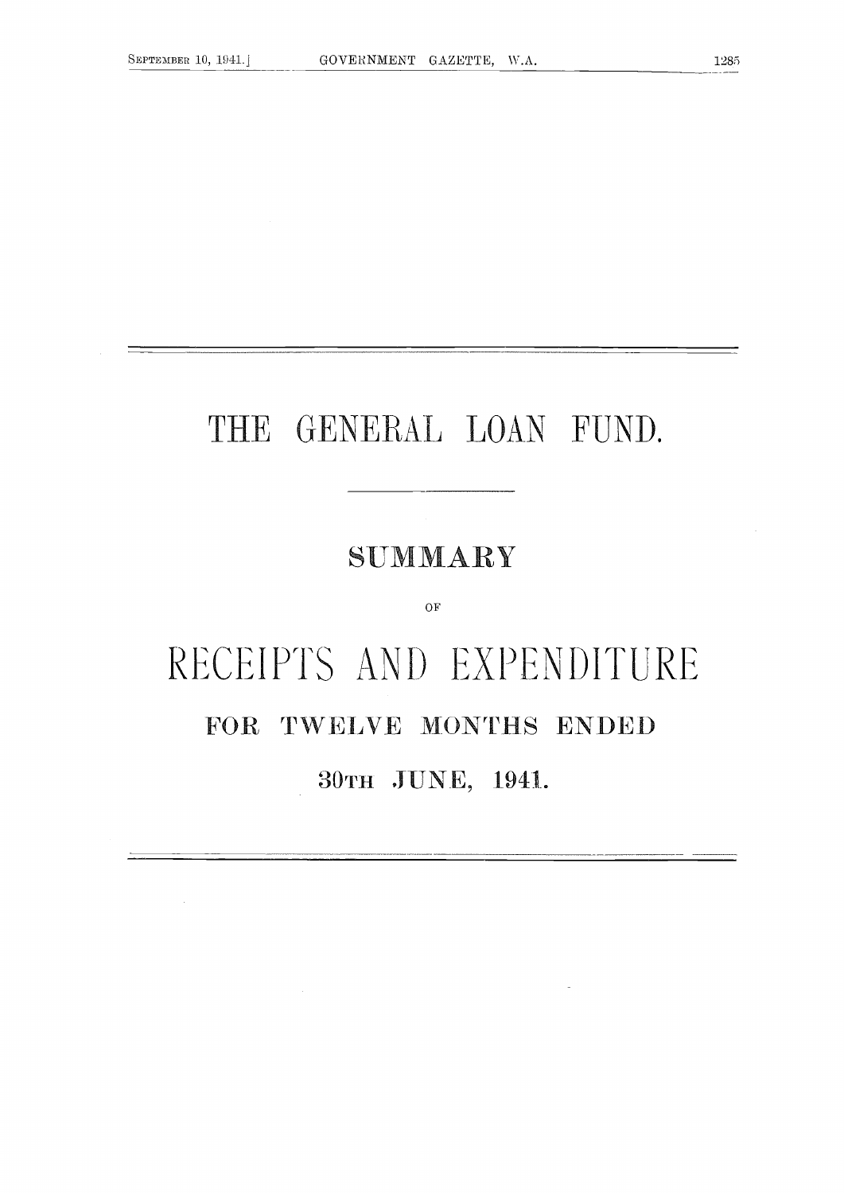# THE GENERAL LOAN FUND.

## SUMMARY

OF

# RECEIPTS AND EXPENDITURE

## FOR TWELVE MONTHS ENDED

## 30TH JUNE, 1941.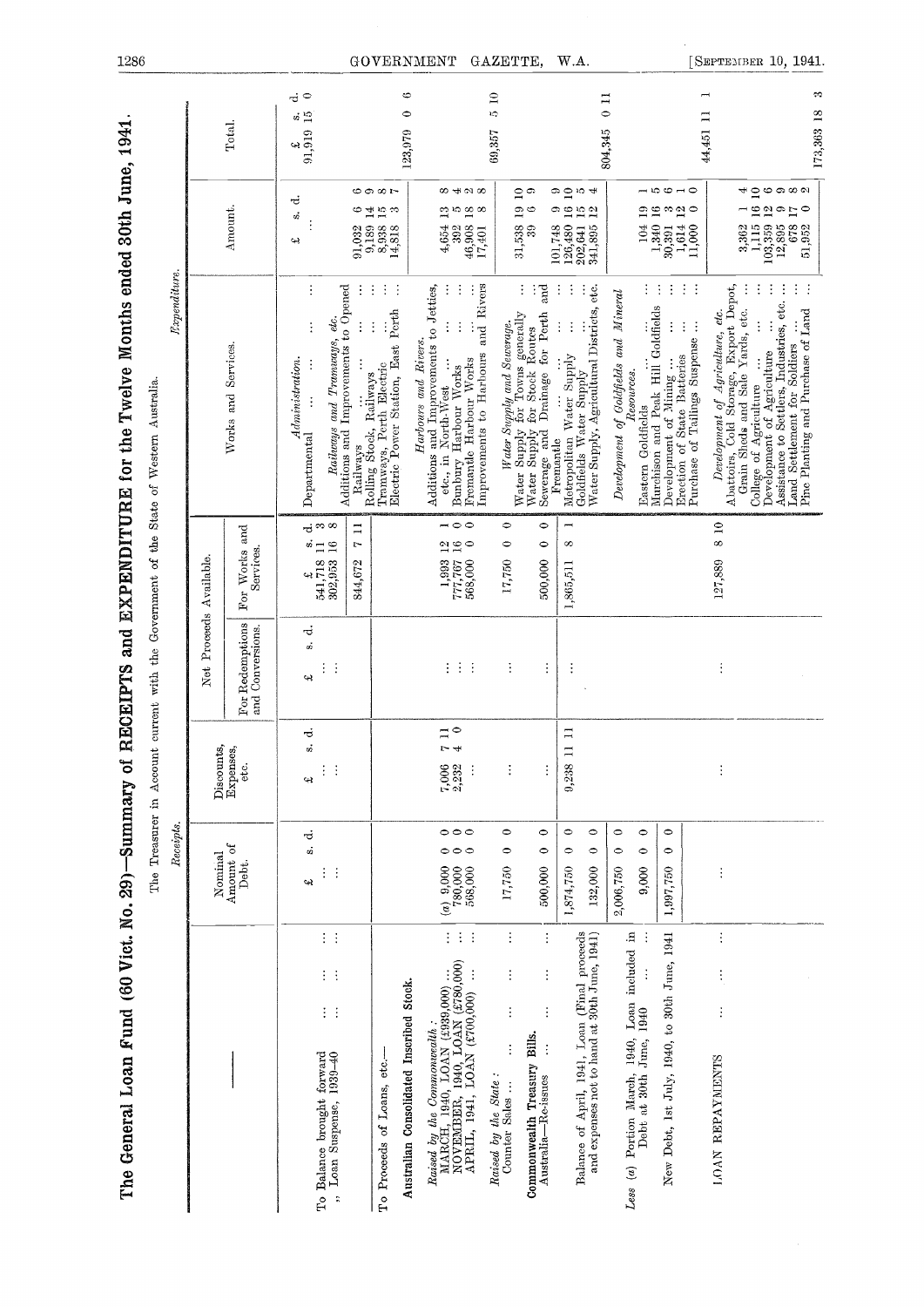# The General Loan Fund (60 Vict. No. 29)—Summary of RECEIPTS and EXPENDITURE for the Twelve Months ended 30th June, 1941.

The Treasurer in Account current with the Government of the State of Western Australia.

*Receipts.*

| | Nominal Amount of Debt. | Discounts, Expenses, etc. | Net Proceeds Available. For Redemptions and Conversions. | Net Proceeds Available. For Works and Services. |
|---|---|---|---|---|
| | £ s. d. | £ s. d. | £ s. d. | £ s. d. |
| To Balance brought forward ... ... ... | ... | ... | ... | 541,718 11 3 |
| ,, Loan Suspense, 1939-40 ... ... ... | ... | ... | ... | 302,953 16 8 |
| | | | | 844,672 7 11 |
| To Proceeds of Loans, etc.— | | | | |
| **Australian Consolidated Inscribed Stock.** | | | | |
| *Raised by the Commonwealth:* | | | | |
| MARCH, 1940, LOAN (£939,000) ... ... | (a) 9,000 0 0 | 7,006 7 11 | ... | 1,993 12 1 |
| NOVEMBER, 1940, LOAN (£780,000) ... ... | 780,000 0 0 | 2,232 4 0 | ... | 777,767 16 0 |
| APRIL, 1941, LOAN (£700,000) ... ... | 568,000 0 0 | ... | ... | 568,000 0 0 |
| *Raised by the State:* | | | | |
| Counter Sales ... ... ... ... | 17,750 0 0 | ... | ... | 17,750 0 0 |
| **Commonwealth Treasury Bills.** | | | | |
| Australia—Re-issues ... ... ... ... | 500,000 0 0 | ... | ... | 500,000 0 0 |
| | 1,874,750 0 0 | 9,238 11 11 | ... | 1,865,511 8 1 |
| Balance of April, 1941, Loan (Final proceeds and expenses not to hand at 30th June, 1941) | 132,000 0 0 | | | |
| | 2,006,750 0 0 | | | |
| *Less* (a) Portion March, 1940, Loan included in Debt at 30th June, 1940 ... ... | 9,000 0 0 | | | |
| New Debt, 1st July, 1940, to 30th June, 1941 | 1,997,750 0 0 | | | |
| LOAN REPAYMENTS ... ... ... | ... | ... | ... | 127,889 8 10 |

*Expenditure.*

| Works and Services. | Amount. | Total. |
|---|---|---|
| | £ s. d. | £ s. d. |
| *Administration.* | | |
| Departmental ... ... ... | ... | 91,919 15 0 |
| *Railways and Tramways, etc.* | | |
| Additions and Improvements to Opened Railways ... ... ... | 91,032 6 6 | |
| Rolling Stock, Railways ... ... | 9,189 14 9 | |
| Tramways, Perth Electric ... ... | 8,938 15 8 | |
| Electric Power Station, East Perth ... | 14,818 3 7 | |
| | | 123,979 0 6 |
| *Harbours and Rivers.* | | |
| Additions and Improvements to Jetties, etc., in North-West ... ... | 4,654 13 8 | |
| Bunbury Harbour Works ... ... | 392 5 4 | |
| Fremantle Harbour Works ... ... | 46,908 18 2 | |
| Improvements to Harbours and Rivers | 17,401 8 8 | |
| | | 69,357 5 10 |
| *Water Supply and Sewerage.* | | |
| Water Supply for Towns generally ... | 31,538 19 10 | |
| Water Supply for Stock Routes ... | 39 6 9 | |
| Sewerage and Drainage for Perth and Fremantle ... ... ... | 101,748 9 9 | |
| Metropolitan Water Supply ... ... | 126,480 16 10 | |
| Goldfields Water Supply ... ... | 202,641 15 5 | |
| Water Supply, Agricultural Districts, etc. | 341,895 12 4 | |
| | | 804,345 0 11 |
| *Development of Goldfields and Mineral Resources.* | | |
| Eastern Goldfields ... ... ... | 104 19 1 | |
| Murchison and Peak Hill Goldfields ... | 1,340 16 5 | |
| Development of Mining ... ... | 30,391 3 6 | |
| Erection of State Batteries ... ... | 1,614 12 1 | |
| Purchase of Tailings Suspense ... ... | 11,000 0 0 | |
| | | 44,451 11 1 |
| *Development of Agriculture, etc.* | | |
| Abattoirs, Cold Storage, Export Depot, Grain Sheds and Sale Yards, etc. ... | 3,362 1 4 | |
| College of Agriculture ... ... | 1,115 16 10 | |
| Development of Agriculture ... ... | 103,359 12 6 | |
| Assistance to Settlers, Industries, etc. ... | 12,895 9 9 | |
| Land Settlement for Soldiers ... ... | 673 17 8 | |
| Pine Planting and Purchase of Land ... | 51,952 0 2 | |
| | | 173,363 18 3 |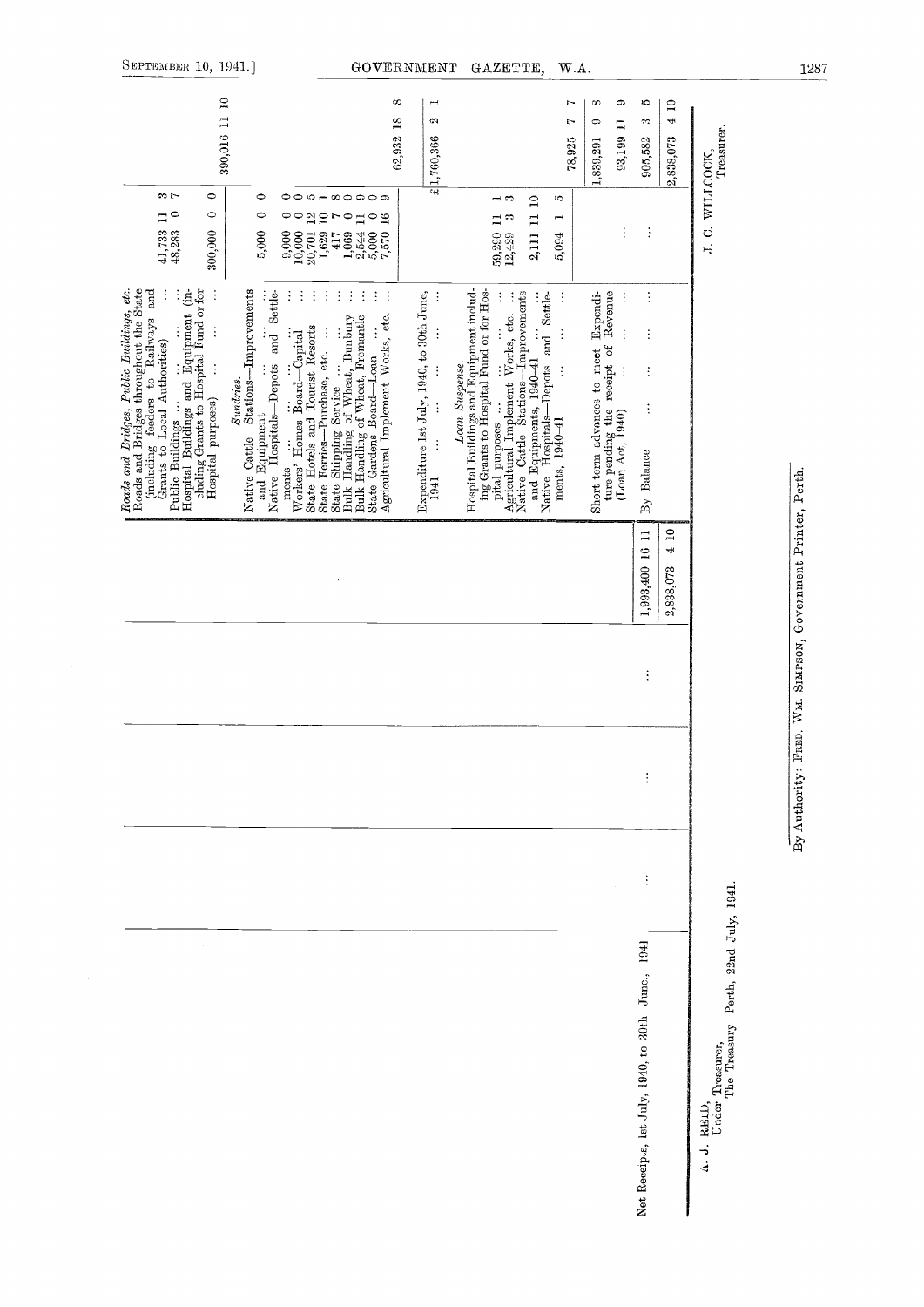| | | | | | |
|---|---|---|---|---|---|
| Net Receipts, 1st July, 1940, to 30th June, 1941 | ... | ... | ... | 1,993,400 16 11 | |
| | | | | **2,838,073 4 10** | |

| | | |
|---|---|---|
| *Roads and Bridges, Public Buildings, etc.* | | |
| Roads and Bridges throughout the State (including feeders to Railways and Grants to Local Authorities) ... ... | 41,733 11 3 | |
| Public Buildings ... ... ... ... | 48,283 0 7 | |
| Hospital Buildings and Equipment (including Grants to Hospital Fund or for Hospital purposes) ... ... | 300,000 0 0 | |
| | | 390,016 11 10 |
| *Sundries.* | | |
| Native Cattle Stations—Improvements and Equipment ... ... | 5,000 0 0 | |
| Native Hospitals—Depots and Settlements ... ... ... ... | 9,000 0 0 | |
| Workers' Homes Board—Capital ... | 10,000 0 0 | |
| State Hotels and Tourist Resorts ... | 20,701 12 5 | |
| State Ferries—Purchase, etc. ... | 1,629 10 1 | |
| State Shipping Service ... ... | 417 7 8 | |
| Bulk Handling of Wheat, Bunbury ... | 1,069 0 0 | |
| Bulk Handling of Wheat, Fremantle ... | 2,544 11 9 | |
| State Gardens Board—Loan ... ... | 5,000 0 0 | |
| Agricultural Implement Works, etc. ... | 7,570 16 9 | |
| | | 62,932 18 8 |
| Expenditure 1st July, 1940, to 30th June, 1941 ... ... ... | | £1,760,366 2 1 |
| *Loan Suspense.* | | |
| Hospital Buildings and Equipment including Grants to Hospital Fund or for Hospital purposes ... ... | 59,290 11 1 | |
| Agricultural Implement Works, etc. ... | 12,429 3 3 | |
| Native Cattle Stations—Improvements and Equipments, 1940-41 ... ... | 2,111 11 10 | |
| Native Hospitals—Depots and Settlements, 1940-41 ... ... ... | 5,094 1 5 | |
| | | 78,925 7 7 |
| | | 1,839,291 9 8 |
| Short term advances to meet Expenditure pending the receipt of Revenue (Loan Act, 1940) ... ... ... | ... | 93,199 11 9 |
| By Balance ... ... ... ... | ... | 905,582 3 5 |
| | | **2,838,073 4 10** |

A. J. REID,
Under Treasurer,
The Treasury Perth, 22nd July, 1941.

J. C. WILLCOCK,
Treasurer.

By Authority: FRED. WM. SIMPSON, Government Printer, Perth.